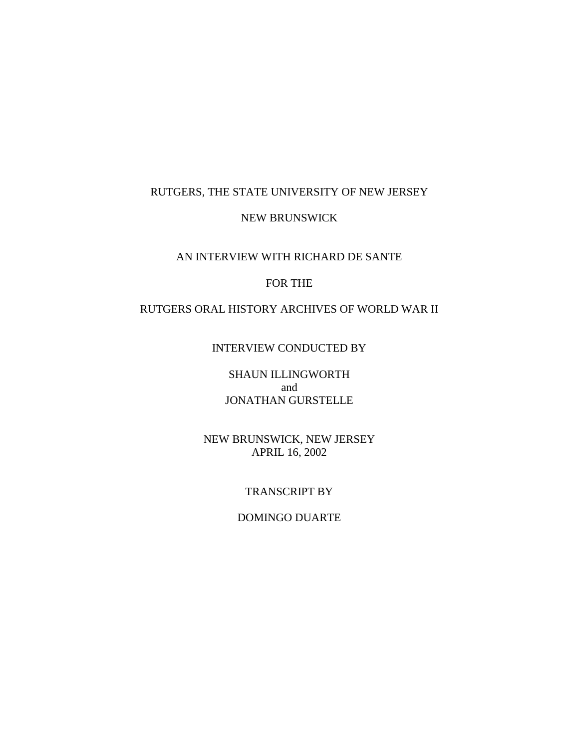RUTGERS, THE STATE UNIVERSITY OF NEW JERSEY

NEW BRUNSWICK

AN INTERVIEW WITH RICHARD DE SANTE

FOR THE

RUTGERS ORAL HISTORY ARCHIVES OF WORLD WAR II

INTERVIEW CONDUCTED BY

SHAUN ILLINGWORTH
and
JONATHAN GURSTELLE

NEW BRUNSWICK, NEW JERSEY
APRIL 16, 2002

TRANSCRIPT BY

DOMINGO DUARTE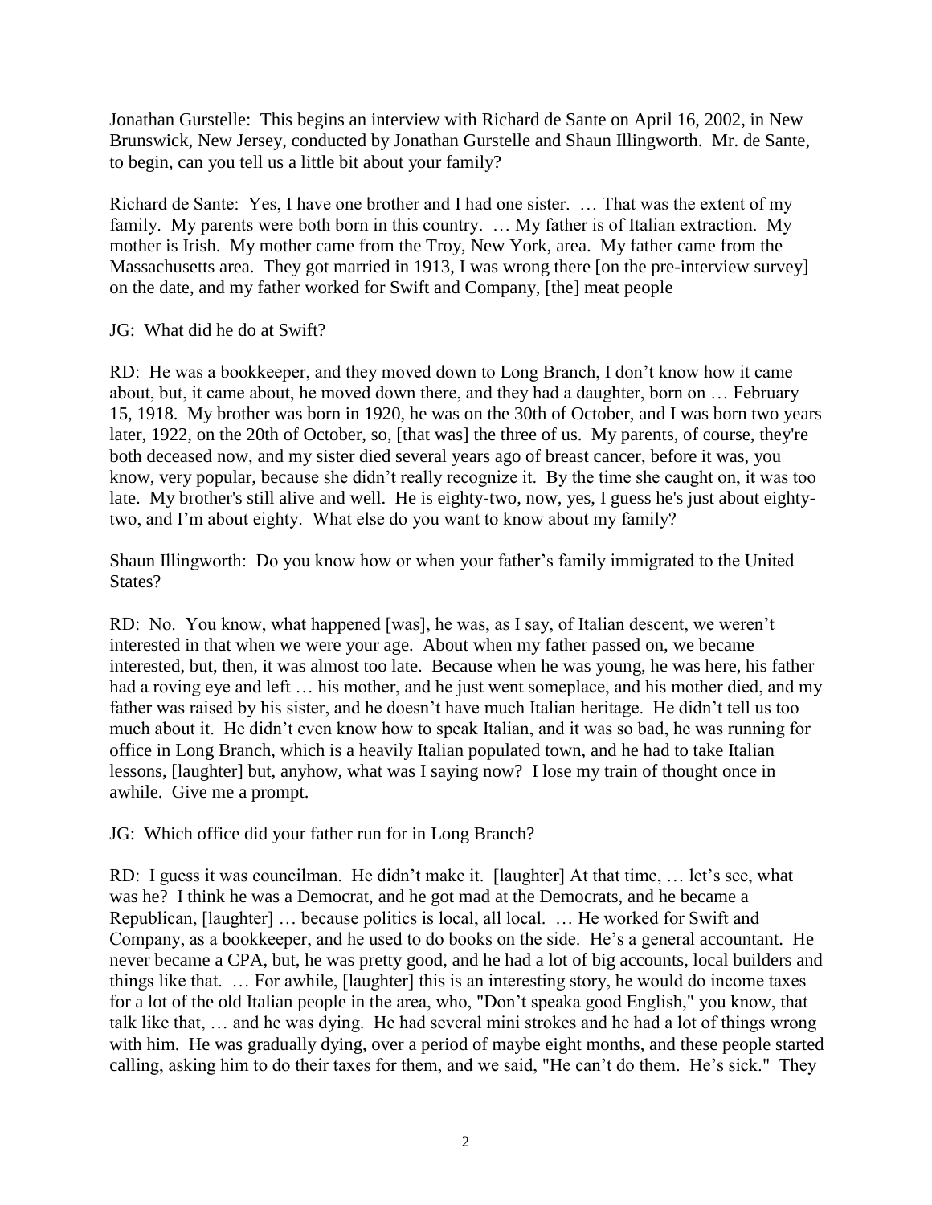Jonathan Gurstelle: This begins an interview with Richard de Sante on April 16, 2002, in New Brunswick, New Jersey, conducted by Jonathan Gurstelle and Shaun Illingworth. Mr. de Sante, to begin, can you tell us a little bit about your family?

Richard de Sante: Yes, I have one brother and I had one sister. … That was the extent of my family. My parents were both born in this country. … My father is of Italian extraction. My mother is Irish. My mother came from the Troy, New York, area. My father came from the Massachusetts area. They got married in 1913, I was wrong there [on the pre-interview survey] on the date, and my father worked for Swift and Company, [the] meat people

JG: What did he do at Swift?

RD: He was a bookkeeper, and they moved down to Long Branch, I don't know how it came about, but, it came about, he moved down there, and they had a daughter, born on … February 15, 1918. My brother was born in 1920, he was on the 30th of October, and I was born two years later, 1922, on the 20th of October, so, [that was] the three of us. My parents, of course, they're both deceased now, and my sister died several years ago of breast cancer, before it was, you know, very popular, because she didn't really recognize it. By the time she caught on, it was too late. My brother's still alive and well. He is eighty-two, now, yes, I guess he's just about eighty-two, and I'm about eighty. What else do you want to know about my family?

Shaun Illingworth: Do you know how or when your father's family immigrated to the United States?

RD: No. You know, what happened [was], he was, as I say, of Italian descent, we weren't interested in that when we were your age. About when my father passed on, we became interested, but, then, it was almost too late. Because when he was young, he was here, his father had a roving eye and left … his mother, and he just went someplace, and his mother died, and my father was raised by his sister, and he doesn't have much Italian heritage. He didn't tell us too much about it. He didn't even know how to speak Italian, and it was so bad, he was running for office in Long Branch, which is a heavily Italian populated town, and he had to take Italian lessons, [laughter] but, anyhow, what was I saying now? I lose my train of thought once in awhile. Give me a prompt.

JG: Which office did your father run for in Long Branch?

RD: I guess it was councilman. He didn't make it. [laughter] At that time, … let's see, what was he? I think he was a Democrat, and he got mad at the Democrats, and he became a Republican, [laughter] … because politics is local, all local. … He worked for Swift and Company, as a bookkeeper, and he used to do books on the side. He's a general accountant. He never became a CPA, but, he was pretty good, and he had a lot of big accounts, local builders and things like that. … For awhile, [laughter] this is an interesting story, he would do income taxes for a lot of the old Italian people in the area, who, "Don't speaka good English," you know, that talk like that, … and he was dying. He had several mini strokes and he had a lot of things wrong with him. He was gradually dying, over a period of maybe eight months, and these people started calling, asking him to do their taxes for them, and we said, "He can't do them. He's sick." They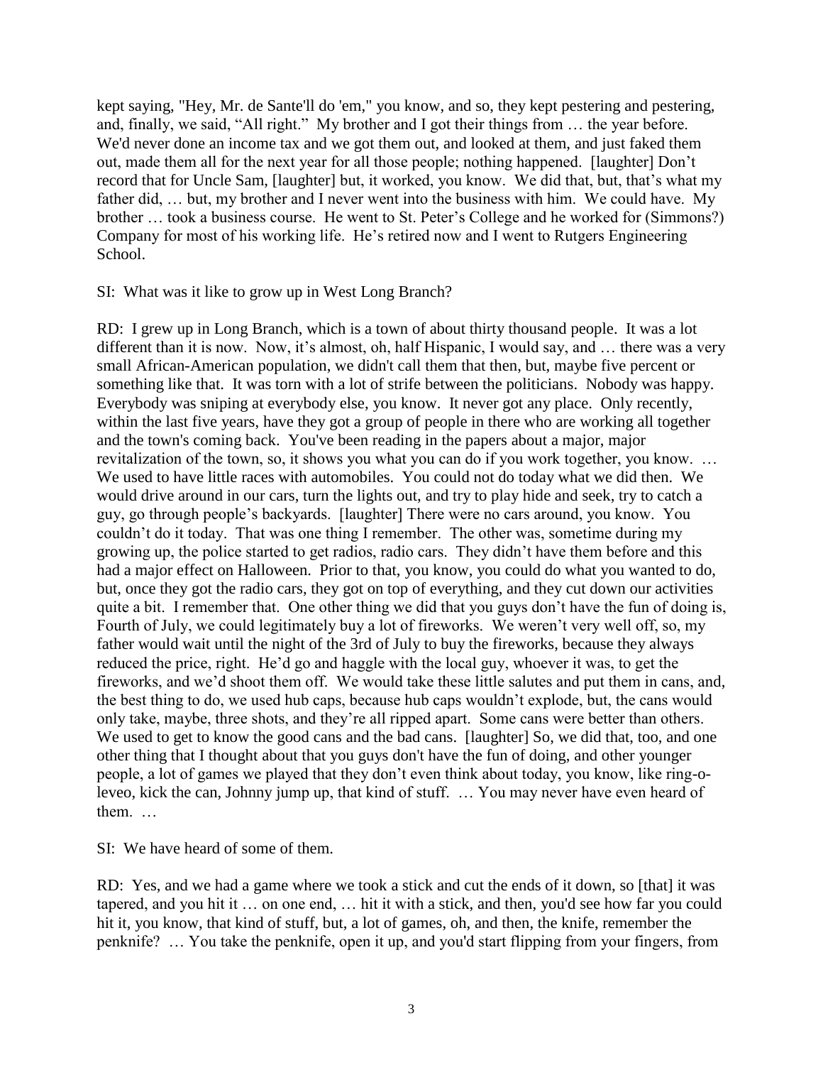kept saying, "Hey, Mr. de Sante'll do 'em," you know, and so, they kept pestering and pestering, and, finally, we said, "All right." My brother and I got their things from … the year before. We'd never done an income tax and we got them out, and looked at them, and just faked them out, made them all for the next year for all those people; nothing happened. [laughter] Don't record that for Uncle Sam, [laughter] but, it worked, you know. We did that, but, that's what my father did, … but, my brother and I never went into the business with him. We could have. My brother … took a business course. He went to St. Peter's College and he worked for (Simmons?) Company for most of his working life. He's retired now and I went to Rutgers Engineering School.

SI: What was it like to grow up in West Long Branch?

RD: I grew up in Long Branch, which is a town of about thirty thousand people. It was a lot different than it is now. Now, it's almost, oh, half Hispanic, I would say, and … there was a very small African-American population, we didn't call them that then, but, maybe five percent or something like that. It was torn with a lot of strife between the politicians. Nobody was happy. Everybody was sniping at everybody else, you know. It never got any place. Only recently, within the last five years, have they got a group of people in there who are working all together and the town's coming back. You've been reading in the papers about a major, major revitalization of the town, so, it shows you what you can do if you work together, you know. … We used to have little races with automobiles. You could not do today what we did then. We would drive around in our cars, turn the lights out, and try to play hide and seek, try to catch a guy, go through people's backyards. [laughter] There were no cars around, you know. You couldn't do it today. That was one thing I remember. The other was, sometime during my growing up, the police started to get radios, radio cars. They didn't have them before and this had a major effect on Halloween. Prior to that, you know, you could do what you wanted to do, but, once they got the radio cars, they got on top of everything, and they cut down our activities quite a bit. I remember that. One other thing we did that you guys don't have the fun of doing is, Fourth of July, we could legitimately buy a lot of fireworks. We weren't very well off, so, my father would wait until the night of the 3rd of July to buy the fireworks, because they always reduced the price, right. He'd go and haggle with the local guy, whoever it was, to get the fireworks, and we'd shoot them off. We would take these little salutes and put them in cans, and, the best thing to do, we used hub caps, because hub caps wouldn't explode, but, the cans would only take, maybe, three shots, and they're all ripped apart. Some cans were better than others. We used to get to know the good cans and the bad cans. [laughter] So, we did that, too, and one other thing that I thought about that you guys don't have the fun of doing, and other younger people, a lot of games we played that they don't even think about today, you know, like ring-o-leveo, kick the can, Johnny jump up, that kind of stuff. … You may never have even heard of them. …

SI: We have heard of some of them.

RD: Yes, and we had a game where we took a stick and cut the ends of it down, so [that] it was tapered, and you hit it … on one end, … hit it with a stick, and then, you'd see how far you could hit it, you know, that kind of stuff, but, a lot of games, oh, and then, the knife, remember the penknife? … You take the penknife, open it up, and you'd start flipping from your fingers, from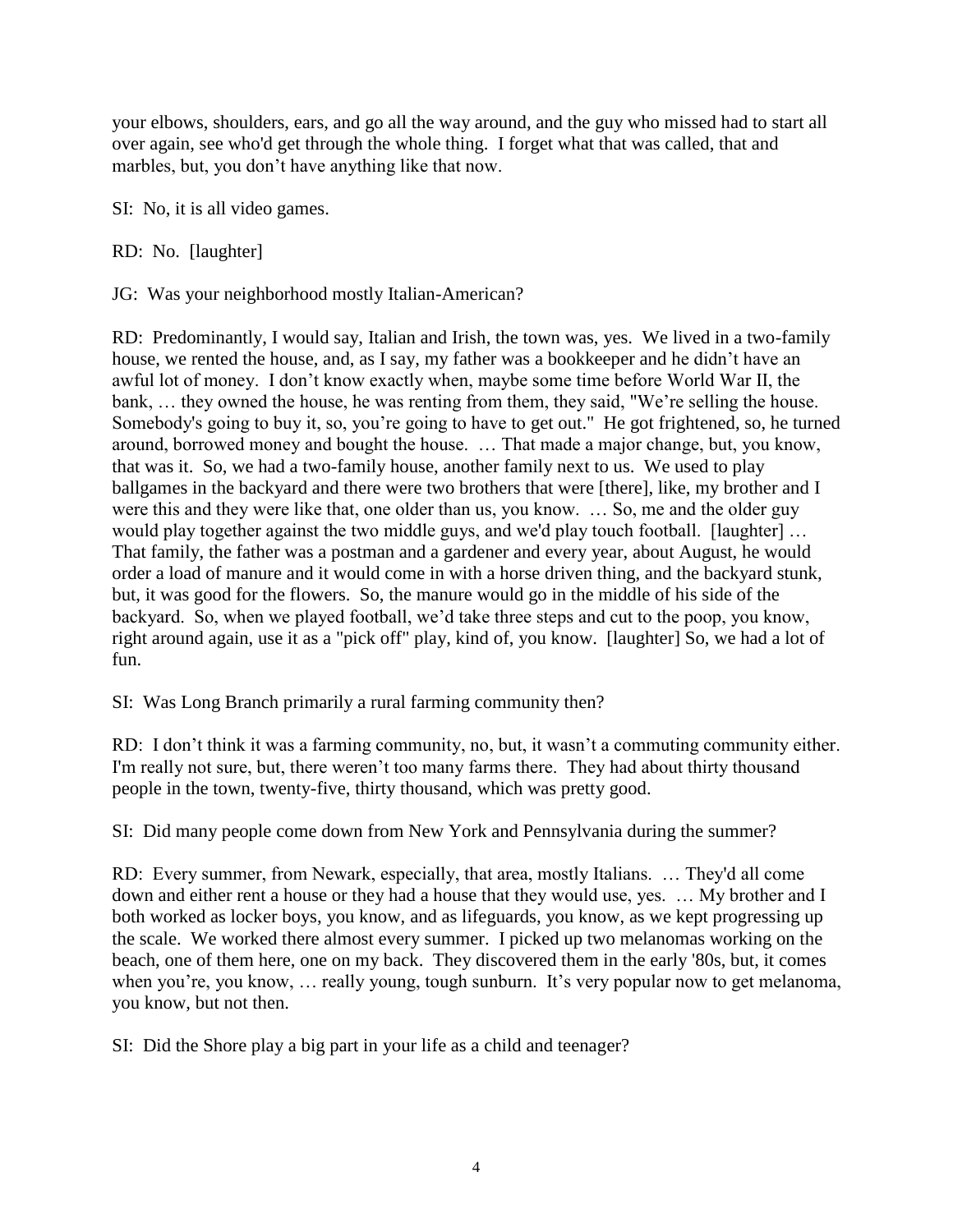your elbows, shoulders, ears, and go all the way around, and the guy who missed had to start all over again, see who'd get through the whole thing. I forget what that was called, that and marbles, but, you don't have anything like that now.

SI: No, it is all video games.

RD: No. [laughter]

JG: Was your neighborhood mostly Italian-American?

RD: Predominantly, I would say, Italian and Irish, the town was, yes. We lived in a two-family house, we rented the house, and, as I say, my father was a bookkeeper and he didn't have an awful lot of money. I don't know exactly when, maybe some time before World War II, the bank, … they owned the house, he was renting from them, they said, "We're selling the house. Somebody's going to buy it, so, you're going to have to get out." He got frightened, so, he turned around, borrowed money and bought the house. … That made a major change, but, you know, that was it. So, we had a two-family house, another family next to us. We used to play ballgames in the backyard and there were two brothers that were [there], like, my brother and I were this and they were like that, one older than us, you know. … So, me and the older guy would play together against the two middle guys, and we'd play touch football. [laughter] … That family, the father was a postman and a gardener and every year, about August, he would order a load of manure and it would come in with a horse driven thing, and the backyard stunk, but, it was good for the flowers. So, the manure would go in the middle of his side of the backyard. So, when we played football, we'd take three steps and cut to the poop, you know, right around again, use it as a "pick off" play, kind of, you know. [laughter] So, we had a lot of fun.

SI: Was Long Branch primarily a rural farming community then?

RD: I don't think it was a farming community, no, but, it wasn't a commuting community either. I'm really not sure, but, there weren't too many farms there. They had about thirty thousand people in the town, twenty-five, thirty thousand, which was pretty good.

SI: Did many people come down from New York and Pennsylvania during the summer?

RD: Every summer, from Newark, especially, that area, mostly Italians. … They'd all come down and either rent a house or they had a house that they would use, yes. … My brother and I both worked as locker boys, you know, and as lifeguards, you know, as we kept progressing up the scale. We worked there almost every summer. I picked up two melanomas working on the beach, one of them here, one on my back. They discovered them in the early '80s, but, it comes when you're, you know, … really young, tough sunburn. It's very popular now to get melanoma, you know, but not then.

SI: Did the Shore play a big part in your life as a child and teenager?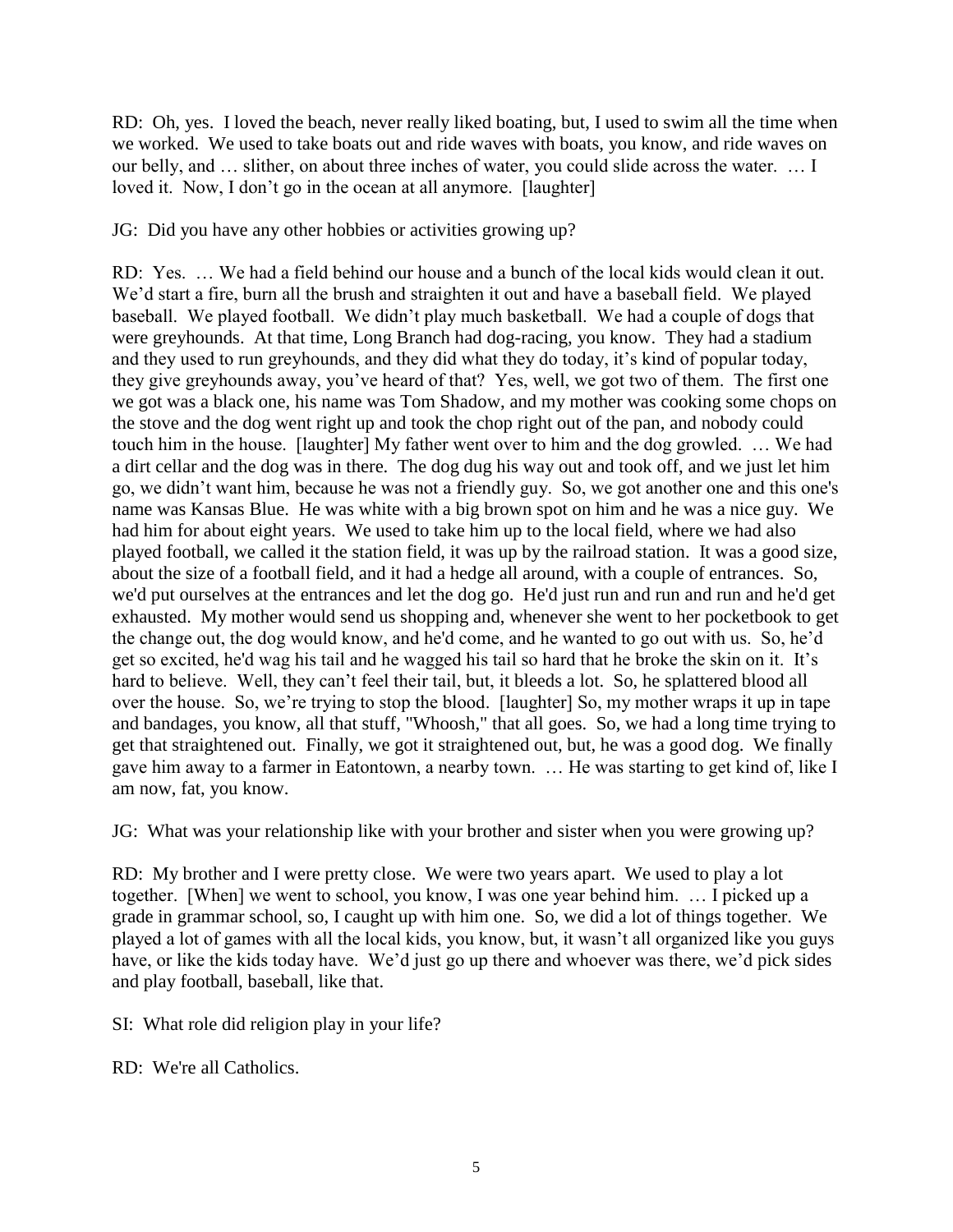RD: Oh, yes. I loved the beach, never really liked boating, but, I used to swim all the time when we worked. We used to take boats out and ride waves with boats, you know, and ride waves on our belly, and … slither, on about three inches of water, you could slide across the water. … I loved it. Now, I don't go in the ocean at all anymore. [laughter]

JG: Did you have any other hobbies or activities growing up?

RD: Yes. … We had a field behind our house and a bunch of the local kids would clean it out. We'd start a fire, burn all the brush and straighten it out and have a baseball field. We played baseball. We played football. We didn't play much basketball. We had a couple of dogs that were greyhounds. At that time, Long Branch had dog-racing, you know. They had a stadium and they used to run greyhounds, and they did what they do today, it's kind of popular today, they give greyhounds away, you've heard of that? Yes, well, we got two of them. The first one we got was a black one, his name was Tom Shadow, and my mother was cooking some chops on the stove and the dog went right up and took the chop right out of the pan, and nobody could touch him in the house. [laughter] My father went over to him and the dog growled. … We had a dirt cellar and the dog was in there. The dog dug his way out and took off, and we just let him go, we didn't want him, because he was not a friendly guy. So, we got another one and this one's name was Kansas Blue. He was white with a big brown spot on him and he was a nice guy. We had him for about eight years. We used to take him up to the local field, where we had also played football, we called it the station field, it was up by the railroad station. It was a good size, about the size of a football field, and it had a hedge all around, with a couple of entrances. So, we'd put ourselves at the entrances and let the dog go. He'd just run and run and run and he'd get exhausted. My mother would send us shopping and, whenever she went to her pocketbook to get the change out, the dog would know, and he'd come, and he wanted to go out with us. So, he'd get so excited, he'd wag his tail and he wagged his tail so hard that he broke the skin on it. It's hard to believe. Well, they can't feel their tail, but, it bleeds a lot. So, he splattered blood all over the house. So, we're trying to stop the blood. [laughter] So, my mother wraps it up in tape and bandages, you know, all that stuff, "Whoosh," that all goes. So, we had a long time trying to get that straightened out. Finally, we got it straightened out, but, he was a good dog. We finally gave him away to a farmer in Eatontown, a nearby town. … He was starting to get kind of, like I am now, fat, you know.

JG: What was your relationship like with your brother and sister when you were growing up?

RD: My brother and I were pretty close. We were two years apart. We used to play a lot together. [When] we went to school, you know, I was one year behind him. … I picked up a grade in grammar school, so, I caught up with him one. So, we did a lot of things together. We played a lot of games with all the local kids, you know, but, it wasn't all organized like you guys have, or like the kids today have. We'd just go up there and whoever was there, we'd pick sides and play football, baseball, like that.

SI: What role did religion play in your life?

RD: We're all Catholics.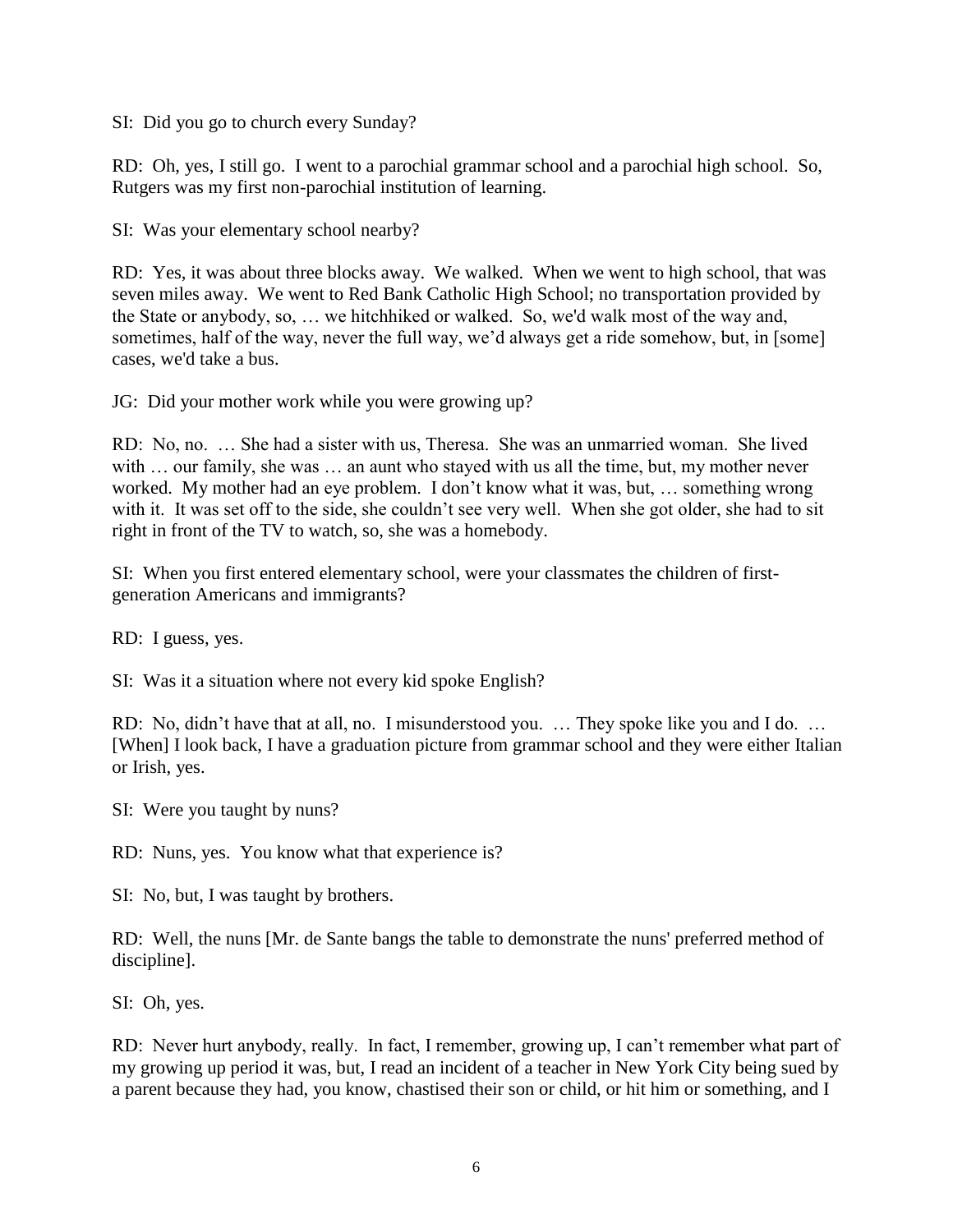SI: Did you go to church every Sunday?

RD: Oh, yes, I still go. I went to a parochial grammar school and a parochial high school. So, Rutgers was my first non-parochial institution of learning.

SI: Was your elementary school nearby?

RD: Yes, it was about three blocks away. We walked. When we went to high school, that was seven miles away. We went to Red Bank Catholic High School; no transportation provided by the State or anybody, so, … we hitchhiked or walked. So, we'd walk most of the way and, sometimes, half of the way, never the full way, we'd always get a ride somehow, but, in [some] cases, we'd take a bus.

JG: Did your mother work while you were growing up?

RD: No, no. … She had a sister with us, Theresa. She was an unmarried woman. She lived with … our family, she was … an aunt who stayed with us all the time, but, my mother never worked. My mother had an eye problem. I don't know what it was, but, … something wrong with it. It was set off to the side, she couldn't see very well. When she got older, she had to sit right in front of the TV to watch, so, she was a homebody.

SI: When you first entered elementary school, were your classmates the children of first-generation Americans and immigrants?

RD: I guess, yes.

SI: Was it a situation where not every kid spoke English?

RD: No, didn't have that at all, no. I misunderstood you. … They spoke like you and I do. … [When] I look back, I have a graduation picture from grammar school and they were either Italian or Irish, yes.

SI: Were you taught by nuns?

RD: Nuns, yes. You know what that experience is?

SI: No, but, I was taught by brothers.

RD: Well, the nuns [Mr. de Sante bangs the table to demonstrate the nuns' preferred method of discipline].

SI: Oh, yes.

RD: Never hurt anybody, really. In fact, I remember, growing up, I can't remember what part of my growing up period it was, but, I read an incident of a teacher in New York City being sued by a parent because they had, you know, chastised their son or child, or hit him or something, and I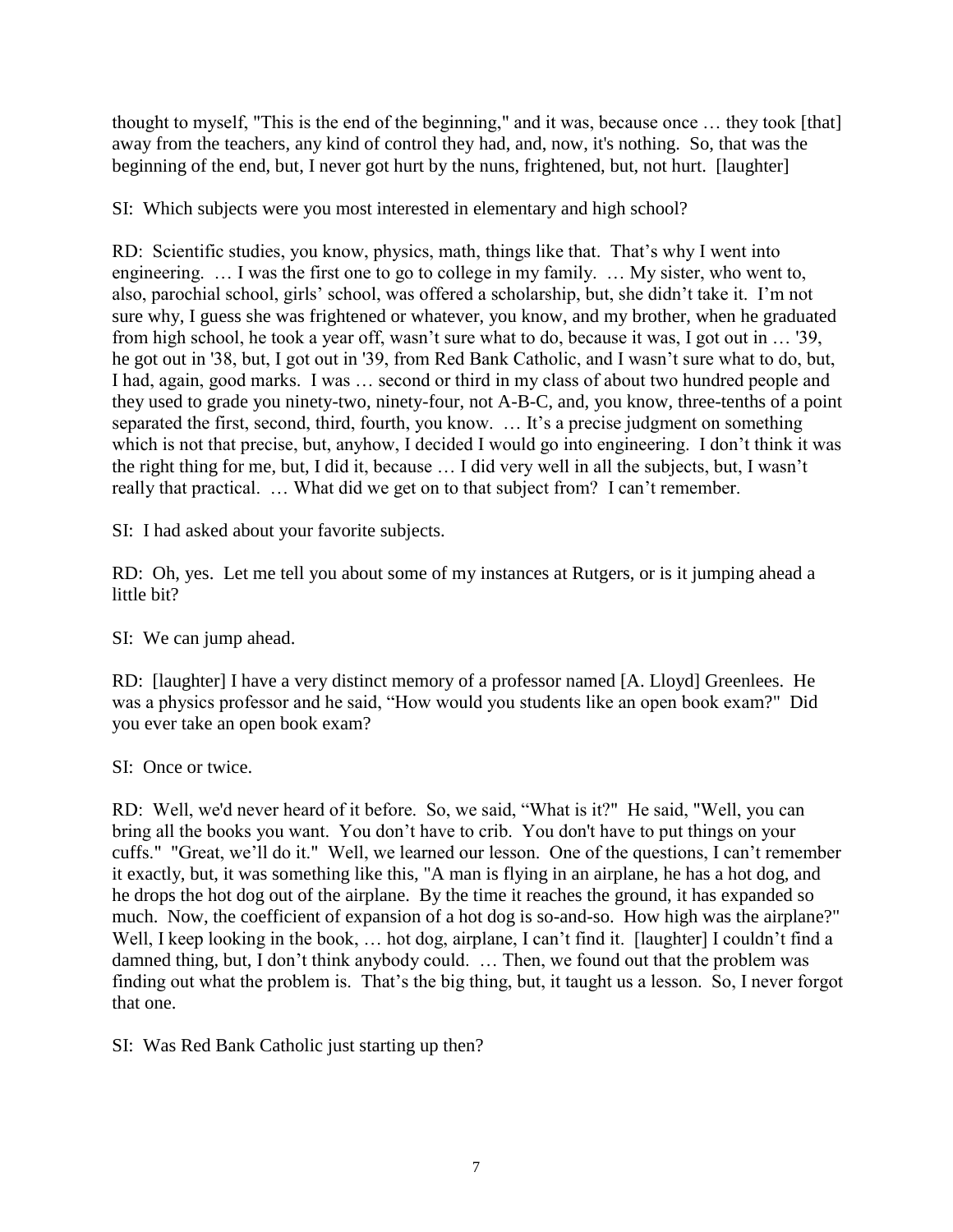thought to myself, "This is the end of the beginning," and it was, because once … they took [that] away from the teachers, any kind of control they had, and, now, it's nothing. So, that was the beginning of the end, but, I never got hurt by the nuns, frightened, but, not hurt. [laughter]

SI: Which subjects were you most interested in elementary and high school?

RD: Scientific studies, you know, physics, math, things like that. That's why I went into engineering. … I was the first one to go to college in my family. … My sister, who went to, also, parochial school, girls' school, was offered a scholarship, but, she didn't take it. I'm not sure why, I guess she was frightened or whatever, you know, and my brother, when he graduated from high school, he took a year off, wasn't sure what to do, because it was, I got out in … '39, he got out in '38, but, I got out in '39, from Red Bank Catholic, and I wasn't sure what to do, but, I had, again, good marks. I was … second or third in my class of about two hundred people and they used to grade you ninety-two, ninety-four, not A-B-C, and, you know, three-tenths of a point separated the first, second, third, fourth, you know. … It's a precise judgment on something which is not that precise, but, anyhow, I decided I would go into engineering. I don't think it was the right thing for me, but, I did it, because … I did very well in all the subjects, but, I wasn't really that practical. … What did we get on to that subject from? I can't remember.

SI: I had asked about your favorite subjects.

RD: Oh, yes. Let me tell you about some of my instances at Rutgers, or is it jumping ahead a little bit?

SI: We can jump ahead.

RD: [laughter] I have a very distinct memory of a professor named [A. Lloyd] Greenlees. He was a physics professor and he said, "How would you students like an open book exam?" Did you ever take an open book exam?

SI: Once or twice.

RD: Well, we'd never heard of it before. So, we said, "What is it?" He said, "Well, you can bring all the books you want. You don't have to crib. You don't have to put things on your cuffs." "Great, we'll do it." Well, we learned our lesson. One of the questions, I can't remember it exactly, but, it was something like this, "A man is flying in an airplane, he has a hot dog, and he drops the hot dog out of the airplane. By the time it reaches the ground, it has expanded so much. Now, the coefficient of expansion of a hot dog is so-and-so. How high was the airplane?" Well, I keep looking in the book, … hot dog, airplane, I can't find it. [laughter] I couldn't find a damned thing, but, I don't think anybody could. … Then, we found out that the problem was finding out what the problem is. That's the big thing, but, it taught us a lesson. So, I never forgot that one.

SI: Was Red Bank Catholic just starting up then?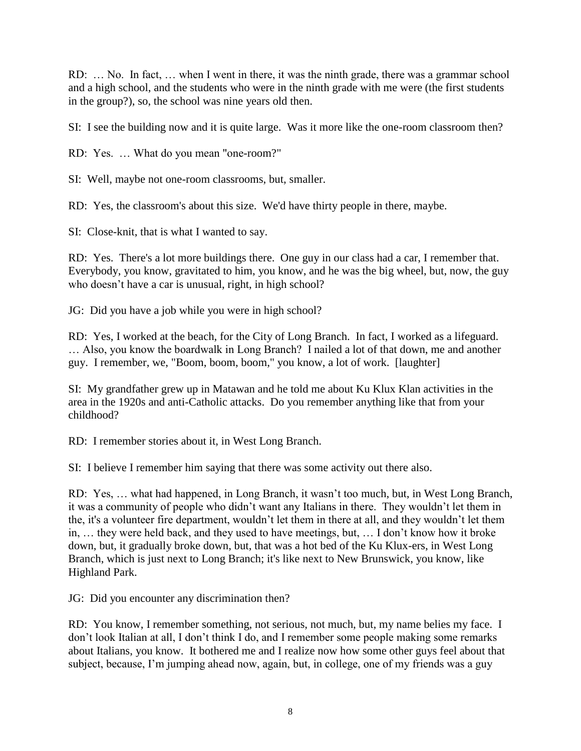RD: … No. In fact, … when I went in there, it was the ninth grade, there was a grammar school and a high school, and the students who were in the ninth grade with me were (the first students in the group?), so, the school was nine years old then.

SI: I see the building now and it is quite large. Was it more like the one-room classroom then?

RD: Yes. … What do you mean "one-room?"

SI: Well, maybe not one-room classrooms, but, smaller.

RD: Yes, the classroom's about this size. We'd have thirty people in there, maybe.

SI: Close-knit, that is what I wanted to say.

RD: Yes. There's a lot more buildings there. One guy in our class had a car, I remember that. Everybody, you know, gravitated to him, you know, and he was the big wheel, but, now, the guy who doesn't have a car is unusual, right, in high school?

JG: Did you have a job while you were in high school?

RD: Yes, I worked at the beach, for the City of Long Branch. In fact, I worked as a lifeguard. … Also, you know the boardwalk in Long Branch? I nailed a lot of that down, me and another guy. I remember, we, "Boom, boom, boom," you know, a lot of work. [laughter]

SI: My grandfather grew up in Matawan and he told me about Ku Klux Klan activities in the area in the 1920s and anti-Catholic attacks. Do you remember anything like that from your childhood?

RD: I remember stories about it, in West Long Branch.

SI: I believe I remember him saying that there was some activity out there also.

RD: Yes, … what had happened, in Long Branch, it wasn't too much, but, in West Long Branch, it was a community of people who didn't want any Italians in there. They wouldn't let them in the, it's a volunteer fire department, wouldn't let them in there at all, and they wouldn't let them in, … they were held back, and they used to have meetings, but, … I don't know how it broke down, but, it gradually broke down, but, that was a hot bed of the Ku Klux-ers, in West Long Branch, which is just next to Long Branch; it's like next to New Brunswick, you know, like Highland Park.

JG: Did you encounter any discrimination then?

RD: You know, I remember something, not serious, not much, but, my name belies my face. I don't look Italian at all, I don't think I do, and I remember some people making some remarks about Italians, you know. It bothered me and I realize now how some other guys feel about that subject, because, I'm jumping ahead now, again, but, in college, one of my friends was a guy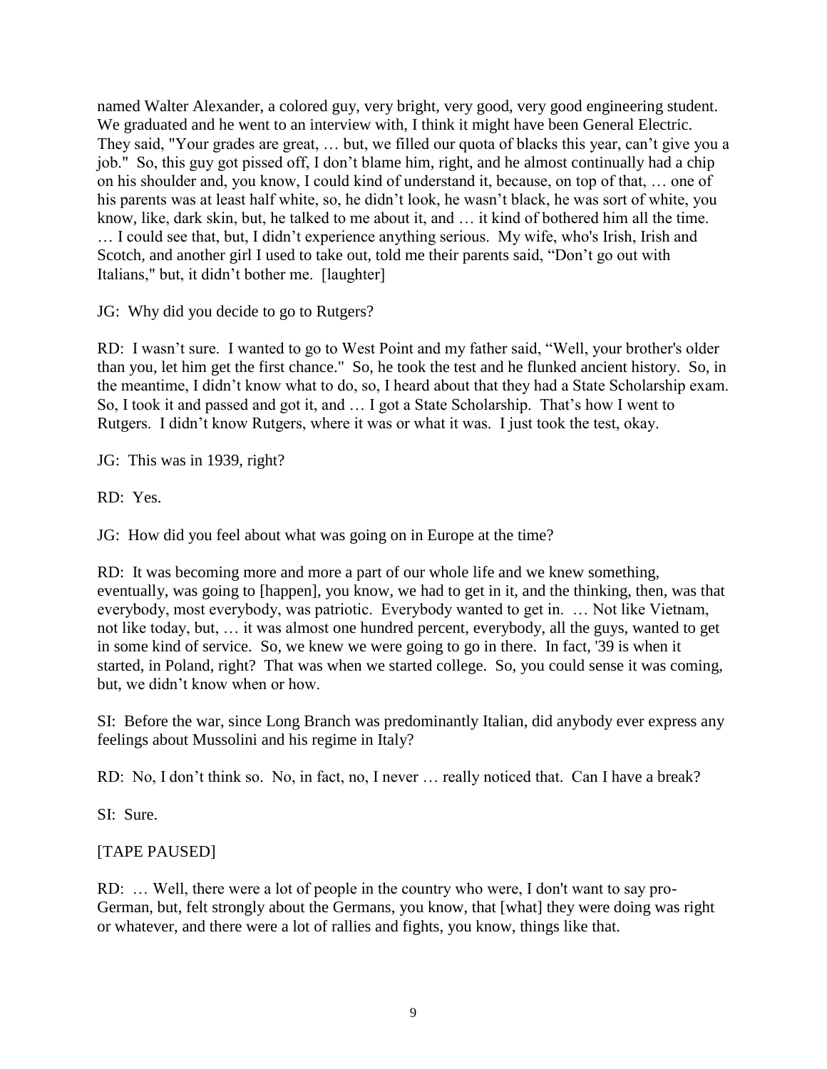named Walter Alexander, a colored guy, very bright, very good, very good engineering student. We graduated and he went to an interview with, I think it might have been General Electric. They said, "Your grades are great, … but, we filled our quota of blacks this year, can't give you a job." So, this guy got pissed off, I don't blame him, right, and he almost continually had a chip on his shoulder and, you know, I could kind of understand it, because, on top of that, … one of his parents was at least half white, so, he didn't look, he wasn't black, he was sort of white, you know, like, dark skin, but, he talked to me about it, and … it kind of bothered him all the time. … I could see that, but, I didn't experience anything serious. My wife, who's Irish, Irish and Scotch, and another girl I used to take out, told me their parents said, "Don't go out with Italians," but, it didn't bother me. [laughter]

JG: Why did you decide to go to Rutgers?

RD: I wasn't sure. I wanted to go to West Point and my father said, "Well, your brother's older than you, let him get the first chance." So, he took the test and he flunked ancient history. So, in the meantime, I didn't know what to do, so, I heard about that they had a State Scholarship exam. So, I took it and passed and got it, and … I got a State Scholarship. That's how I went to Rutgers. I didn't know Rutgers, where it was or what it was. I just took the test, okay.

JG: This was in 1939, right?

RD: Yes.

JG: How did you feel about what was going on in Europe at the time?

RD: It was becoming more and more a part of our whole life and we knew something, eventually, was going to [happen], you know, we had to get in it, and the thinking, then, was that everybody, most everybody, was patriotic. Everybody wanted to get in. … Not like Vietnam, not like today, but, … it was almost one hundred percent, everybody, all the guys, wanted to get in some kind of service. So, we knew we were going to go in there. In fact, '39 is when it started, in Poland, right? That was when we started college. So, you could sense it was coming, but, we didn't know when or how.

SI: Before the war, since Long Branch was predominantly Italian, did anybody ever express any feelings about Mussolini and his regime in Italy?

RD: No, I don't think so. No, in fact, no, I never … really noticed that. Can I have a break?

SI: Sure.

[TAPE PAUSED]

RD: … Well, there were a lot of people in the country who were, I don't want to say pro-German, but, felt strongly about the Germans, you know, that [what] they were doing was right or whatever, and there were a lot of rallies and fights, you know, things like that.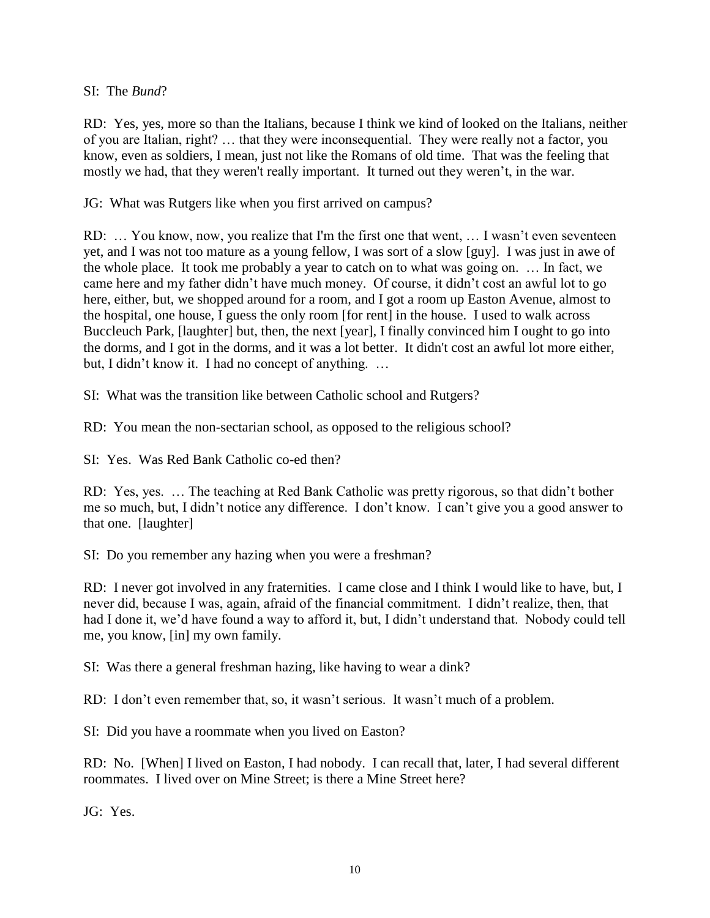SI: The *Bund*?

RD: Yes, yes, more so than the Italians, because I think we kind of looked on the Italians, neither of you are Italian, right? … that they were inconsequential. They were really not a factor, you know, even as soldiers, I mean, just not like the Romans of old time. That was the feeling that mostly we had, that they weren't really important. It turned out they weren't, in the war.

JG: What was Rutgers like when you first arrived on campus?

RD: … You know, now, you realize that I'm the first one that went, … I wasn't even seventeen yet, and I was not too mature as a young fellow, I was sort of a slow [guy]. I was just in awe of the whole place. It took me probably a year to catch on to what was going on. … In fact, we came here and my father didn't have much money. Of course, it didn't cost an awful lot to go here, either, but, we shopped around for a room, and I got a room up Easton Avenue, almost to the hospital, one house, I guess the only room [for rent] in the house. I used to walk across Buccleuch Park, [laughter] but, then, the next [year], I finally convinced him I ought to go into the dorms, and I got in the dorms, and it was a lot better. It didn't cost an awful lot more either, but, I didn't know it. I had no concept of anything. …

SI: What was the transition like between Catholic school and Rutgers?

RD: You mean the non-sectarian school, as opposed to the religious school?

SI: Yes. Was Red Bank Catholic co-ed then?

RD: Yes, yes. … The teaching at Red Bank Catholic was pretty rigorous, so that didn't bother me so much, but, I didn't notice any difference. I don't know. I can't give you a good answer to that one. [laughter]

SI: Do you remember any hazing when you were a freshman?

RD: I never got involved in any fraternities. I came close and I think I would like to have, but, I never did, because I was, again, afraid of the financial commitment. I didn't realize, then, that had I done it, we'd have found a way to afford it, but, I didn't understand that. Nobody could tell me, you know, [in] my own family.

SI: Was there a general freshman hazing, like having to wear a dink?

RD: I don't even remember that, so, it wasn't serious. It wasn't much of a problem.

SI: Did you have a roommate when you lived on Easton?

RD: No. [When] I lived on Easton, I had nobody. I can recall that, later, I had several different roommates. I lived over on Mine Street; is there a Mine Street here?

JG: Yes.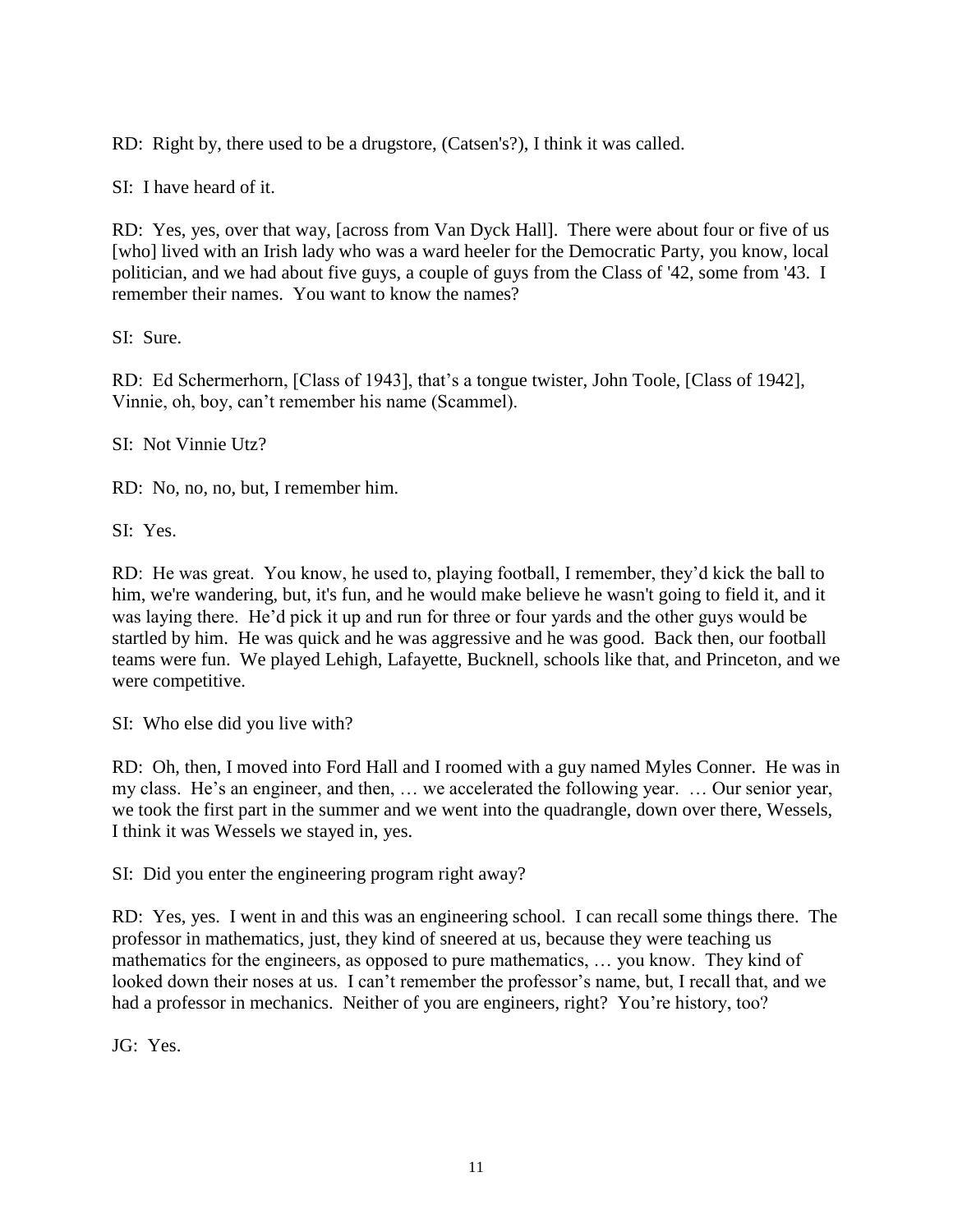RD: Right by, there used to be a drugstore, (Catsen's?), I think it was called.

SI: I have heard of it.

RD: Yes, yes, over that way, [across from Van Dyck Hall]. There were about four or five of us [who] lived with an Irish lady who was a ward heeler for the Democratic Party, you know, local politician, and we had about five guys, a couple of guys from the Class of '42, some from '43. I remember their names. You want to know the names?

SI: Sure.

RD: Ed Schermerhorn, [Class of 1943], that's a tongue twister, John Toole, [Class of 1942], Vinnie, oh, boy, can't remember his name (Scammel).

SI: Not Vinnie Utz?

RD: No, no, no, but, I remember him.

SI: Yes.

RD: He was great. You know, he used to, playing football, I remember, they'd kick the ball to him, we're wandering, but, it's fun, and he would make believe he wasn't going to field it, and it was laying there. He'd pick it up and run for three or four yards and the other guys would be startled by him. He was quick and he was aggressive and he was good. Back then, our football teams were fun. We played Lehigh, Lafayette, Bucknell, schools like that, and Princeton, and we were competitive.

SI: Who else did you live with?

RD: Oh, then, I moved into Ford Hall and I roomed with a guy named Myles Conner. He was in my class. He's an engineer, and then, … we accelerated the following year. … Our senior year, we took the first part in the summer and we went into the quadrangle, down over there, Wessels, I think it was Wessels we stayed in, yes.

SI: Did you enter the engineering program right away?

RD: Yes, yes. I went in and this was an engineering school. I can recall some things there. The professor in mathematics, just, they kind of sneered at us, because they were teaching us mathematics for the engineers, as opposed to pure mathematics, … you know. They kind of looked down their noses at us. I can't remember the professor's name, but, I recall that, and we had a professor in mechanics. Neither of you are engineers, right? You're history, too?

JG: Yes.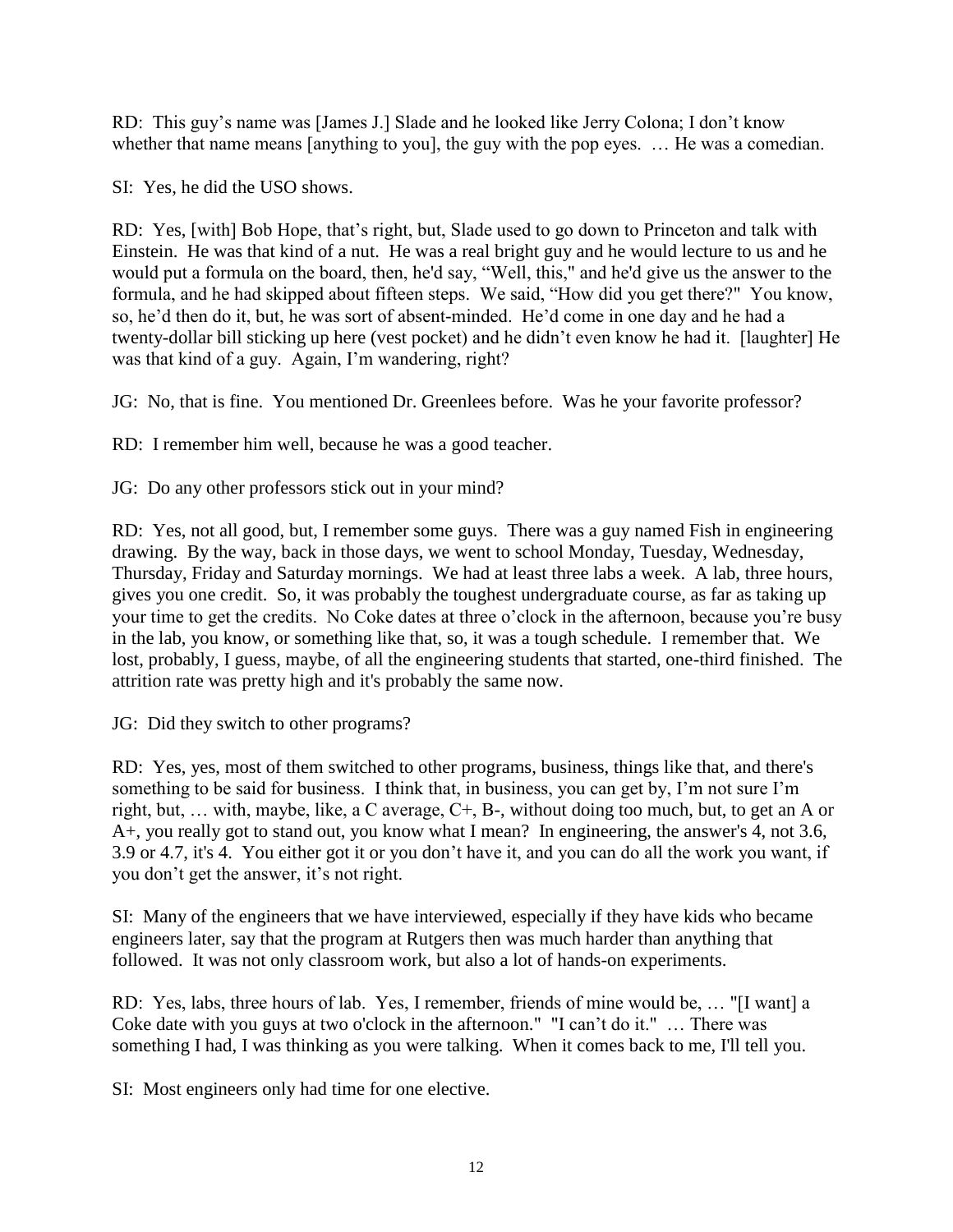RD: This guy's name was [James J.] Slade and he looked like Jerry Colona; I don't know whether that name means [anything to you], the guy with the pop eyes. … He was a comedian.

SI: Yes, he did the USO shows.

RD: Yes, [with] Bob Hope, that's right, but, Slade used to go down to Princeton and talk with Einstein. He was that kind of a nut. He was a real bright guy and he would lecture to us and he would put a formula on the board, then, he'd say, "Well, this," and he'd give us the answer to the formula, and he had skipped about fifteen steps. We said, "How did you get there?" You know, so, he'd then do it, but, he was sort of absent-minded. He'd come in one day and he had a twenty-dollar bill sticking up here (vest pocket) and he didn't even know he had it. [laughter] He was that kind of a guy. Again, I'm wandering, right?

JG: No, that is fine. You mentioned Dr. Greenlees before. Was he your favorite professor?

RD: I remember him well, because he was a good teacher.

JG: Do any other professors stick out in your mind?

RD: Yes, not all good, but, I remember some guys. There was a guy named Fish in engineering drawing. By the way, back in those days, we went to school Monday, Tuesday, Wednesday, Thursday, Friday and Saturday mornings. We had at least three labs a week. A lab, three hours, gives you one credit. So, it was probably the toughest undergraduate course, as far as taking up your time to get the credits. No Coke dates at three o'clock in the afternoon, because you're busy in the lab, you know, or something like that, so, it was a tough schedule. I remember that. We lost, probably, I guess, maybe, of all the engineering students that started, one-third finished. The attrition rate was pretty high and it's probably the same now.

JG: Did they switch to other programs?

RD: Yes, yes, most of them switched to other programs, business, things like that, and there's something to be said for business. I think that, in business, you can get by, I'm not sure I'm right, but, … with, maybe, like, a C average, C+, B-, without doing too much, but, to get an A or A+, you really got to stand out, you know what I mean? In engineering, the answer's 4, not 3.6, 3.9 or 4.7, it's 4. You either got it or you don't have it, and you can do all the work you want, if you don't get the answer, it's not right.

SI: Many of the engineers that we have interviewed, especially if they have kids who became engineers later, say that the program at Rutgers then was much harder than anything that followed. It was not only classroom work, but also a lot of hands-on experiments.

RD: Yes, labs, three hours of lab. Yes, I remember, friends of mine would be, … "[I want] a Coke date with you guys at two o'clock in the afternoon." "I can't do it." … There was something I had, I was thinking as you were talking. When it comes back to me, I'll tell you.

SI: Most engineers only had time for one elective.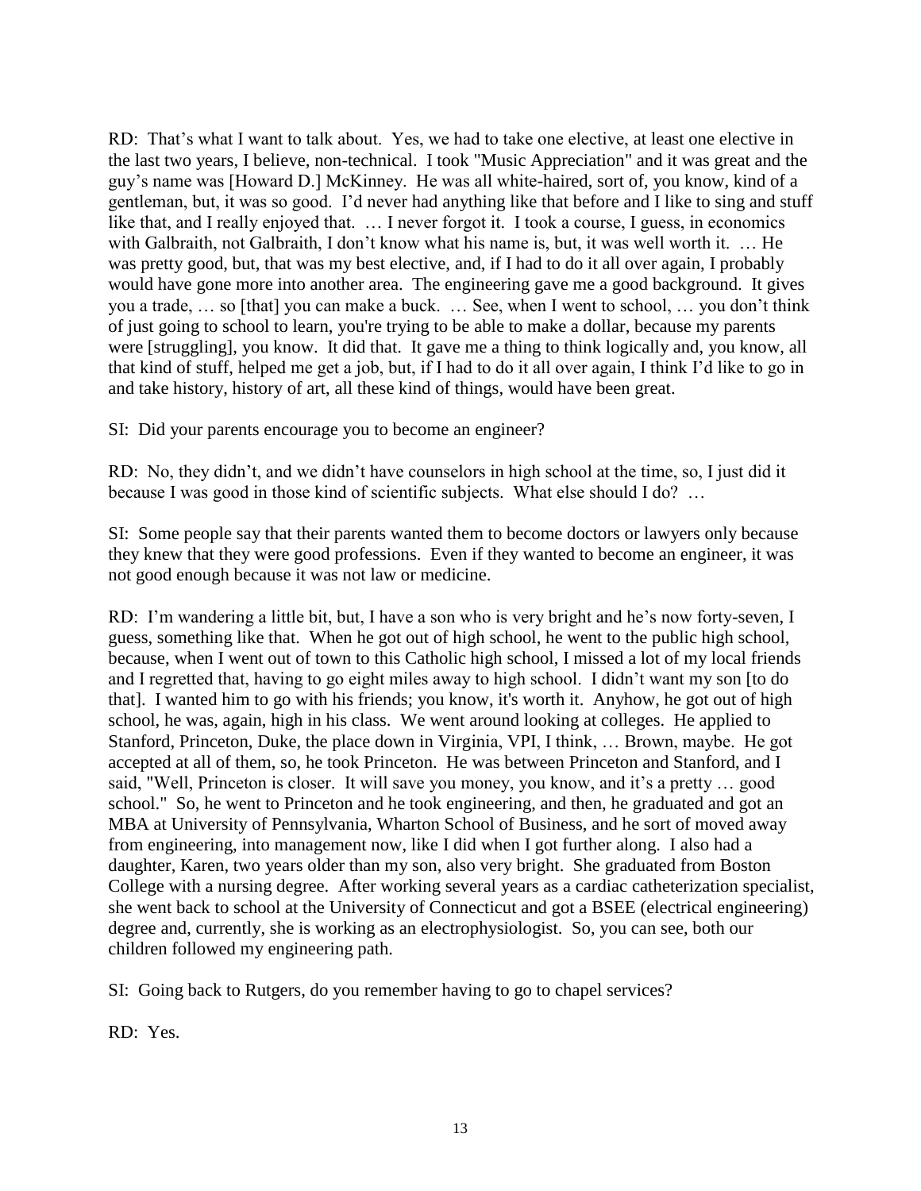RD: That's what I want to talk about. Yes, we had to take one elective, at least one elective in the last two years, I believe, non-technical. I took "Music Appreciation" and it was great and the guy's name was [Howard D.] McKinney. He was all white-haired, sort of, you know, kind of a gentleman, but, it was so good. I'd never had anything like that before and I like to sing and stuff like that, and I really enjoyed that. … I never forgot it. I took a course, I guess, in economics with Galbraith, not Galbraith, I don't know what his name is, but, it was well worth it. … He was pretty good, but, that was my best elective, and, if I had to do it all over again, I probably would have gone more into another area. The engineering gave me a good background. It gives you a trade, … so [that] you can make a buck. … See, when I went to school, … you don't think of just going to school to learn, you're trying to be able to make a dollar, because my parents were [struggling], you know. It did that. It gave me a thing to think logically and, you know, all that kind of stuff, helped me get a job, but, if I had to do it all over again, I think I'd like to go in and take history, history of art, all these kind of things, would have been great.

SI: Did your parents encourage you to become an engineer?

RD: No, they didn't, and we didn't have counselors in high school at the time, so, I just did it because I was good in those kind of scientific subjects. What else should I do? …

SI: Some people say that their parents wanted them to become doctors or lawyers only because they knew that they were good professions. Even if they wanted to become an engineer, it was not good enough because it was not law or medicine.

RD: I'm wandering a little bit, but, I have a son who is very bright and he's now forty-seven, I guess, something like that. When he got out of high school, he went to the public high school, because, when I went out of town to this Catholic high school, I missed a lot of my local friends and I regretted that, having to go eight miles away to high school. I didn't want my son [to do that]. I wanted him to go with his friends; you know, it's worth it. Anyhow, he got out of high school, he was, again, high in his class. We went around looking at colleges. He applied to Stanford, Princeton, Duke, the place down in Virginia, VPI, I think, … Brown, maybe. He got accepted at all of them, so, he took Princeton. He was between Princeton and Stanford, and I said, "Well, Princeton is closer. It will save you money, you know, and it's a pretty … good school." So, he went to Princeton and he took engineering, and then, he graduated and got an MBA at University of Pennsylvania, Wharton School of Business, and he sort of moved away from engineering, into management now, like I did when I got further along. I also had a daughter, Karen, two years older than my son, also very bright. She graduated from Boston College with a nursing degree. After working several years as a cardiac catheterization specialist, she went back to school at the University of Connecticut and got a BSEE (electrical engineering) degree and, currently, she is working as an electrophysiologist. So, you can see, both our children followed my engineering path.

SI: Going back to Rutgers, do you remember having to go to chapel services?

RD: Yes.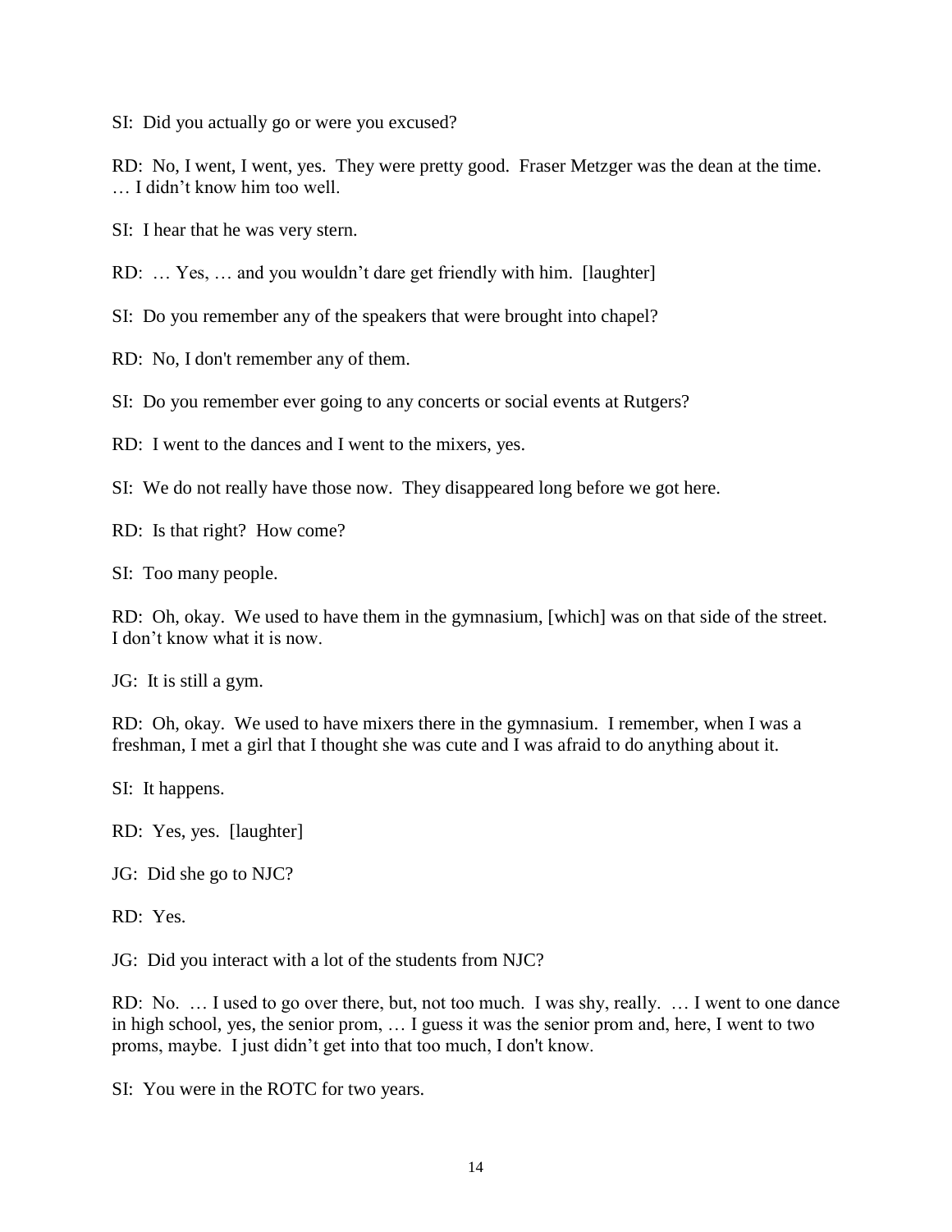SI: Did you actually go or were you excused?

RD: No, I went, I went, yes. They were pretty good. Fraser Metzger was the dean at the time. … I didn't know him too well.

SI: I hear that he was very stern.

RD: … Yes, … and you wouldn't dare get friendly with him. [laughter]

SI: Do you remember any of the speakers that were brought into chapel?

RD: No, I don't remember any of them.

SI: Do you remember ever going to any concerts or social events at Rutgers?

RD: I went to the dances and I went to the mixers, yes.

SI: We do not really have those now. They disappeared long before we got here.

RD: Is that right? How come?

SI: Too many people.

RD: Oh, okay. We used to have them in the gymnasium, [which] was on that side of the street. I don't know what it is now.

JG: It is still a gym.

RD: Oh, okay. We used to have mixers there in the gymnasium. I remember, when I was a freshman, I met a girl that I thought she was cute and I was afraid to do anything about it.

SI: It happens.

RD: Yes, yes. [laughter]

JG: Did she go to NJC?

RD: Yes.

JG: Did you interact with a lot of the students from NJC?

RD: No. … I used to go over there, but, not too much. I was shy, really. … I went to one dance in high school, yes, the senior prom, … I guess it was the senior prom and, here, I went to two proms, maybe. I just didn't get into that too much, I don't know.

SI: You were in the ROTC for two years.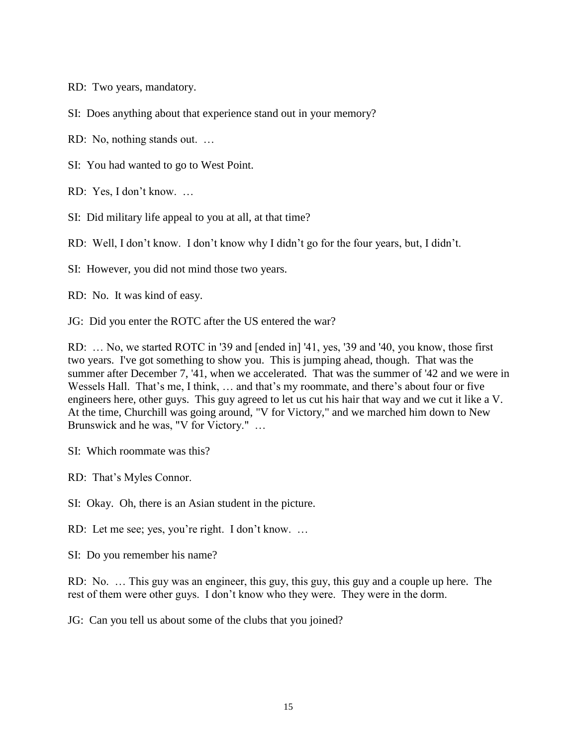RD: Two years, mandatory.

SI: Does anything about that experience stand out in your memory?

RD: No, nothing stands out. …

SI: You had wanted to go to West Point.

RD: Yes, I don't know. …

SI: Did military life appeal to you at all, at that time?

RD: Well, I don't know. I don't know why I didn't go for the four years, but, I didn't.

SI: However, you did not mind those two years.

RD: No. It was kind of easy.

JG: Did you enter the ROTC after the US entered the war?

RD: … No, we started ROTC in '39 and [ended in] '41, yes, '39 and '40, you know, those first two years. I've got something to show you. This is jumping ahead, though. That was the summer after December 7, '41, when we accelerated. That was the summer of '42 and we were in Wessels Hall. That's me, I think, … and that's my roommate, and there's about four or five engineers here, other guys. This guy agreed to let us cut his hair that way and we cut it like a V. At the time, Churchill was going around, "V for Victory," and we marched him down to New Brunswick and he was, "V for Victory." …

SI: Which roommate was this?

RD: That's Myles Connor.

SI: Okay. Oh, there is an Asian student in the picture.

RD: Let me see; yes, you're right. I don't know. …

SI: Do you remember his name?

RD: No. … This guy was an engineer, this guy, this guy, this guy and a couple up here. The rest of them were other guys. I don't know who they were. They were in the dorm.

JG: Can you tell us about some of the clubs that you joined?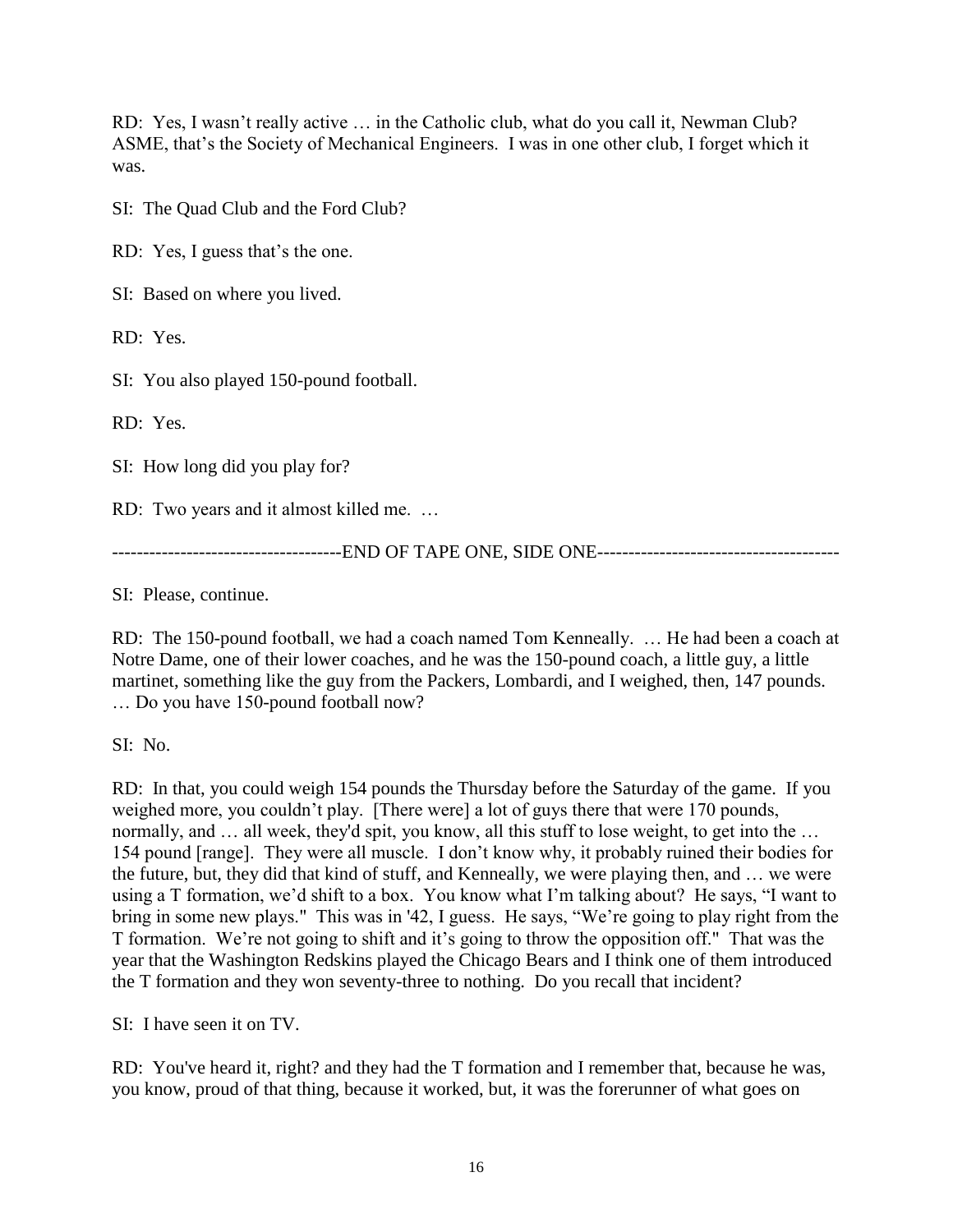RD: Yes, I wasn't really active … in the Catholic club, what do you call it, Newman Club? ASME, that's the Society of Mechanical Engineers. I was in one other club, I forget which it was.

SI: The Quad Club and the Ford Club?

RD: Yes, I guess that's the one.

SI: Based on where you lived.

RD: Yes.

SI: You also played 150-pound football.

RD: Yes.

SI: How long did you play for?

RD: Two years and it almost killed me. …

------------------------------------END OF TAPE ONE, SIDE ONE--------------------------------------

SI: Please, continue.

RD: The 150-pound football, we had a coach named Tom Kenneally. … He had been a coach at Notre Dame, one of their lower coaches, and he was the 150-pound coach, a little guy, a little martinet, something like the guy from the Packers, Lombardi, and I weighed, then, 147 pounds. … Do you have 150-pound football now?

SI: No.

RD: In that, you could weigh 154 pounds the Thursday before the Saturday of the game. If you weighed more, you couldn't play. [There were] a lot of guys there that were 170 pounds, normally, and … all week, they'd spit, you know, all this stuff to lose weight, to get into the … 154 pound [range]. They were all muscle. I don't know why, it probably ruined their bodies for the future, but, they did that kind of stuff, and Kenneally, we were playing then, and … we were using a T formation, we'd shift to a box. You know what I'm talking about? He says, "I want to bring in some new plays." This was in '42, I guess. He says, "We're going to play right from the T formation. We're not going to shift and it's going to throw the opposition off." That was the year that the Washington Redskins played the Chicago Bears and I think one of them introduced the T formation and they won seventy-three to nothing. Do you recall that incident?

SI: I have seen it on TV.

RD: You've heard it, right? and they had the T formation and I remember that, because he was, you know, proud of that thing, because it worked, but, it was the forerunner of what goes on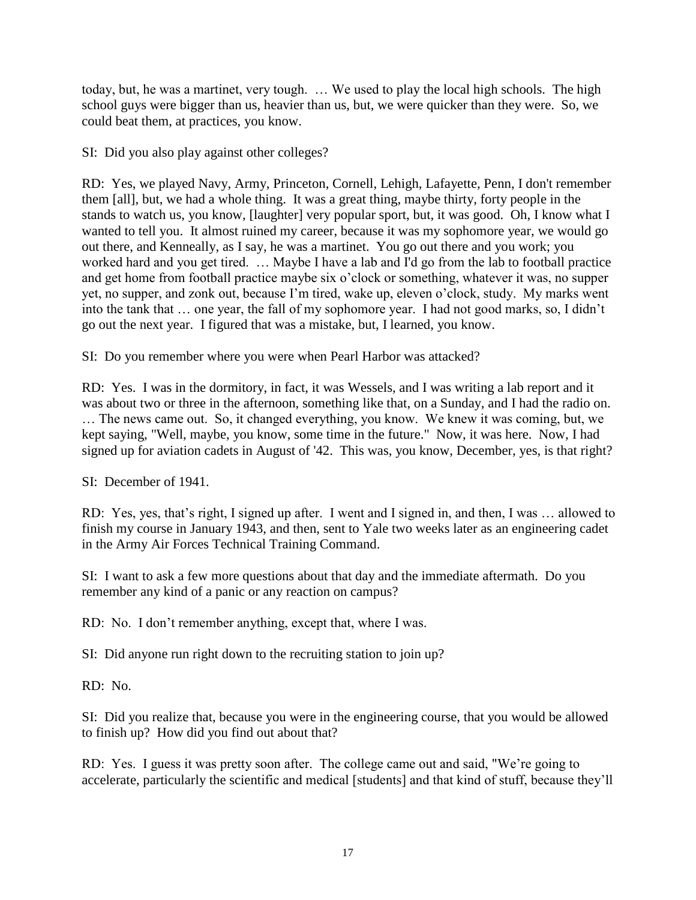today, but, he was a martinet, very tough. … We used to play the local high schools. The high school guys were bigger than us, heavier than us, but, we were quicker than they were. So, we could beat them, at practices, you know.

SI: Did you also play against other colleges?

RD: Yes, we played Navy, Army, Princeton, Cornell, Lehigh, Lafayette, Penn, I don't remember them [all], but, we had a whole thing. It was a great thing, maybe thirty, forty people in the stands to watch us, you know, [laughter] very popular sport, but, it was good. Oh, I know what I wanted to tell you. It almost ruined my career, because it was my sophomore year, we would go out there, and Kenneally, as I say, he was a martinet. You go out there and you work; you worked hard and you get tired. … Maybe I have a lab and I'd go from the lab to football practice and get home from football practice maybe six o'clock or something, whatever it was, no supper yet, no supper, and zonk out, because I'm tired, wake up, eleven o'clock, study. My marks went into the tank that … one year, the fall of my sophomore year. I had not good marks, so, I didn't go out the next year. I figured that was a mistake, but, I learned, you know.

SI: Do you remember where you were when Pearl Harbor was attacked?

RD: Yes. I was in the dormitory, in fact, it was Wessels, and I was writing a lab report and it was about two or three in the afternoon, something like that, on a Sunday, and I had the radio on. … The news came out. So, it changed everything, you know. We knew it was coming, but, we kept saying, "Well, maybe, you know, some time in the future." Now, it was here. Now, I had signed up for aviation cadets in August of '42. This was, you know, December, yes, is that right?

SI: December of 1941.

RD: Yes, yes, that's right, I signed up after. I went and I signed in, and then, I was … allowed to finish my course in January 1943, and then, sent to Yale two weeks later as an engineering cadet in the Army Air Forces Technical Training Command.

SI: I want to ask a few more questions about that day and the immediate aftermath. Do you remember any kind of a panic or any reaction on campus?

RD: No. I don't remember anything, except that, where I was.

SI: Did anyone run right down to the recruiting station to join up?

RD: No.

SI: Did you realize that, because you were in the engineering course, that you would be allowed to finish up? How did you find out about that?

RD: Yes. I guess it was pretty soon after. The college came out and said, "We're going to accelerate, particularly the scientific and medical [students] and that kind of stuff, because they'll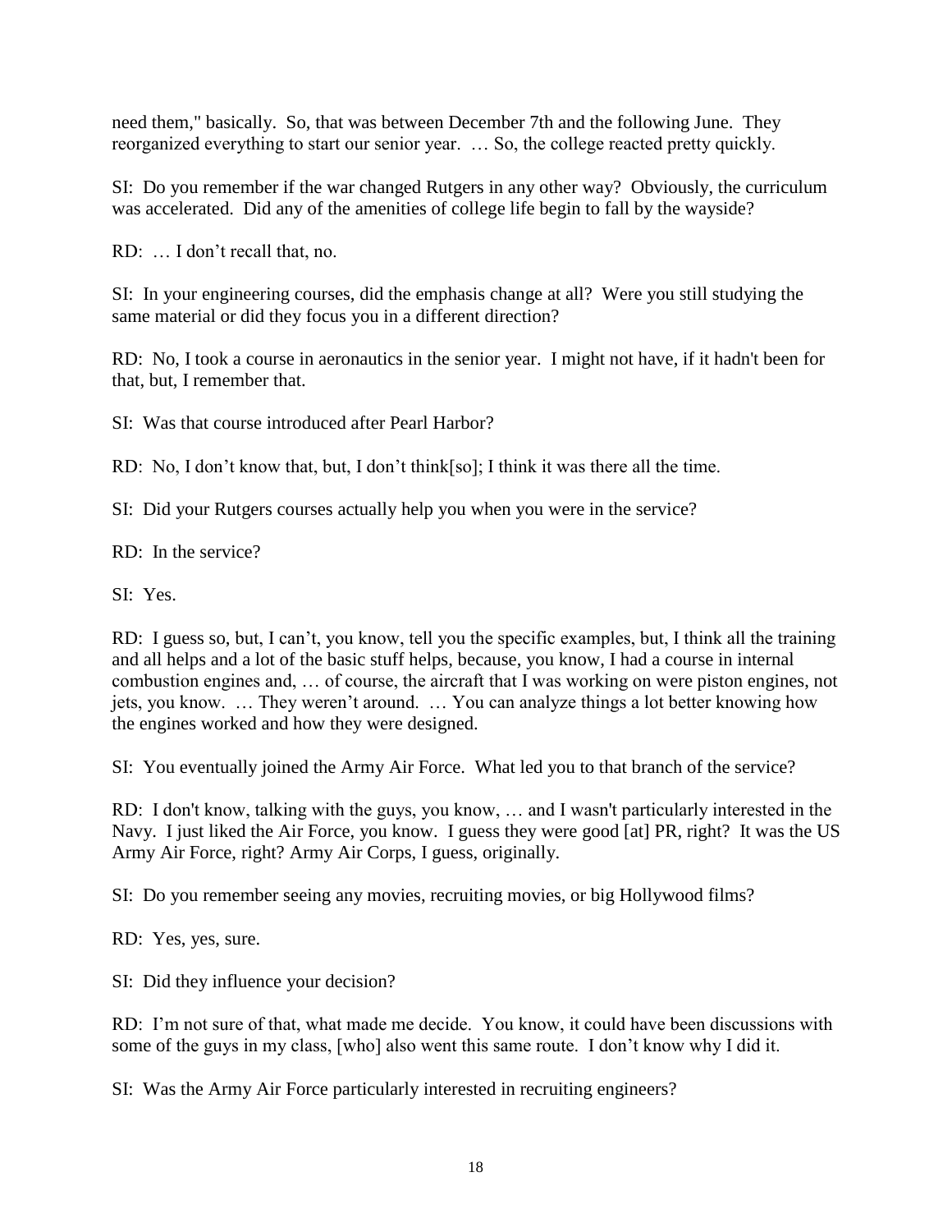need them," basically. So, that was between December 7th and the following June. They reorganized everything to start our senior year. … So, the college reacted pretty quickly.

SI: Do you remember if the war changed Rutgers in any other way? Obviously, the curriculum was accelerated. Did any of the amenities of college life begin to fall by the wayside?

RD: … I don't recall that, no.

SI: In your engineering courses, did the emphasis change at all? Were you still studying the same material or did they focus you in a different direction?

RD: No, I took a course in aeronautics in the senior year. I might not have, if it hadn't been for that, but, I remember that.

SI: Was that course introduced after Pearl Harbor?

RD: No, I don't know that, but, I don't think[so]; I think it was there all the time.

SI: Did your Rutgers courses actually help you when you were in the service?

RD: In the service?

SI: Yes.

RD: I guess so, but, I can't, you know, tell you the specific examples, but, I think all the training and all helps and a lot of the basic stuff helps, because, you know, I had a course in internal combustion engines and, … of course, the aircraft that I was working on were piston engines, not jets, you know. … They weren't around. … You can analyze things a lot better knowing how the engines worked and how they were designed.

SI: You eventually joined the Army Air Force. What led you to that branch of the service?

RD: I don't know, talking with the guys, you know, … and I wasn't particularly interested in the Navy. I just liked the Air Force, you know. I guess they were good [at] PR, right? It was the US Army Air Force, right? Army Air Corps, I guess, originally.

SI: Do you remember seeing any movies, recruiting movies, or big Hollywood films?

RD: Yes, yes, sure.

SI: Did they influence your decision?

RD: I'm not sure of that, what made me decide. You know, it could have been discussions with some of the guys in my class, [who] also went this same route. I don't know why I did it.

SI: Was the Army Air Force particularly interested in recruiting engineers?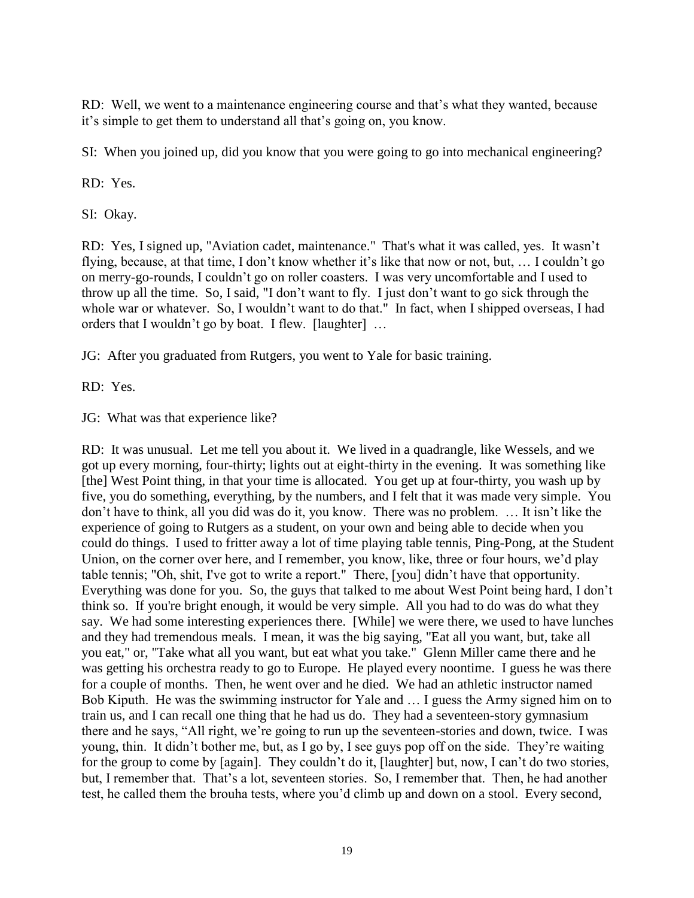RD: Well, we went to a maintenance engineering course and that's what they wanted, because it's simple to get them to understand all that's going on, you know.

SI: When you joined up, did you know that you were going to go into mechanical engineering?

RD: Yes.

SI: Okay.

RD: Yes, I signed up, "Aviation cadet, maintenance." That's what it was called, yes. It wasn't flying, because, at that time, I don't know whether it's like that now or not, but, … I couldn't go on merry-go-rounds, I couldn't go on roller coasters. I was very uncomfortable and I used to throw up all the time. So, I said, "I don't want to fly. I just don't want to go sick through the whole war or whatever. So, I wouldn't want to do that." In fact, when I shipped overseas, I had orders that I wouldn't go by boat. I flew. [laughter] …

JG: After you graduated from Rutgers, you went to Yale for basic training.

RD: Yes.

JG: What was that experience like?

RD: It was unusual. Let me tell you about it. We lived in a quadrangle, like Wessels, and we got up every morning, four-thirty; lights out at eight-thirty in the evening. It was something like [the] West Point thing, in that your time is allocated. You get up at four-thirty, you wash up by five, you do something, everything, by the numbers, and I felt that it was made very simple. You don't have to think, all you did was do it, you know. There was no problem. … It isn't like the experience of going to Rutgers as a student, on your own and being able to decide when you could do things. I used to fritter away a lot of time playing table tennis, Ping-Pong, at the Student Union, on the corner over here, and I remember, you know, like, three or four hours, we'd play table tennis; "Oh, shit, I've got to write a report." There, [you] didn't have that opportunity. Everything was done for you. So, the guys that talked to me about West Point being hard, I don't think so. If you're bright enough, it would be very simple. All you had to do was do what they say. We had some interesting experiences there. [While] we were there, we used to have lunches and they had tremendous meals. I mean, it was the big saying, "Eat all you want, but, take all you eat," or, "Take what all you want, but eat what you take." Glenn Miller came there and he was getting his orchestra ready to go to Europe. He played every noontime. I guess he was there for a couple of months. Then, he went over and he died. We had an athletic instructor named Bob Kiputh. He was the swimming instructor for Yale and … I guess the Army signed him on to train us, and I can recall one thing that he had us do. They had a seventeen-story gymnasium there and he says, "All right, we're going to run up the seventeen-stories and down, twice. I was young, thin. It didn't bother me, but, as I go by, I see guys pop off on the side. They're waiting for the group to come by [again]. They couldn't do it, [laughter] but, now, I can't do two stories, but, I remember that. That's a lot, seventeen stories. So, I remember that. Then, he had another test, he called them the brouha tests, where you'd climb up and down on a stool. Every second,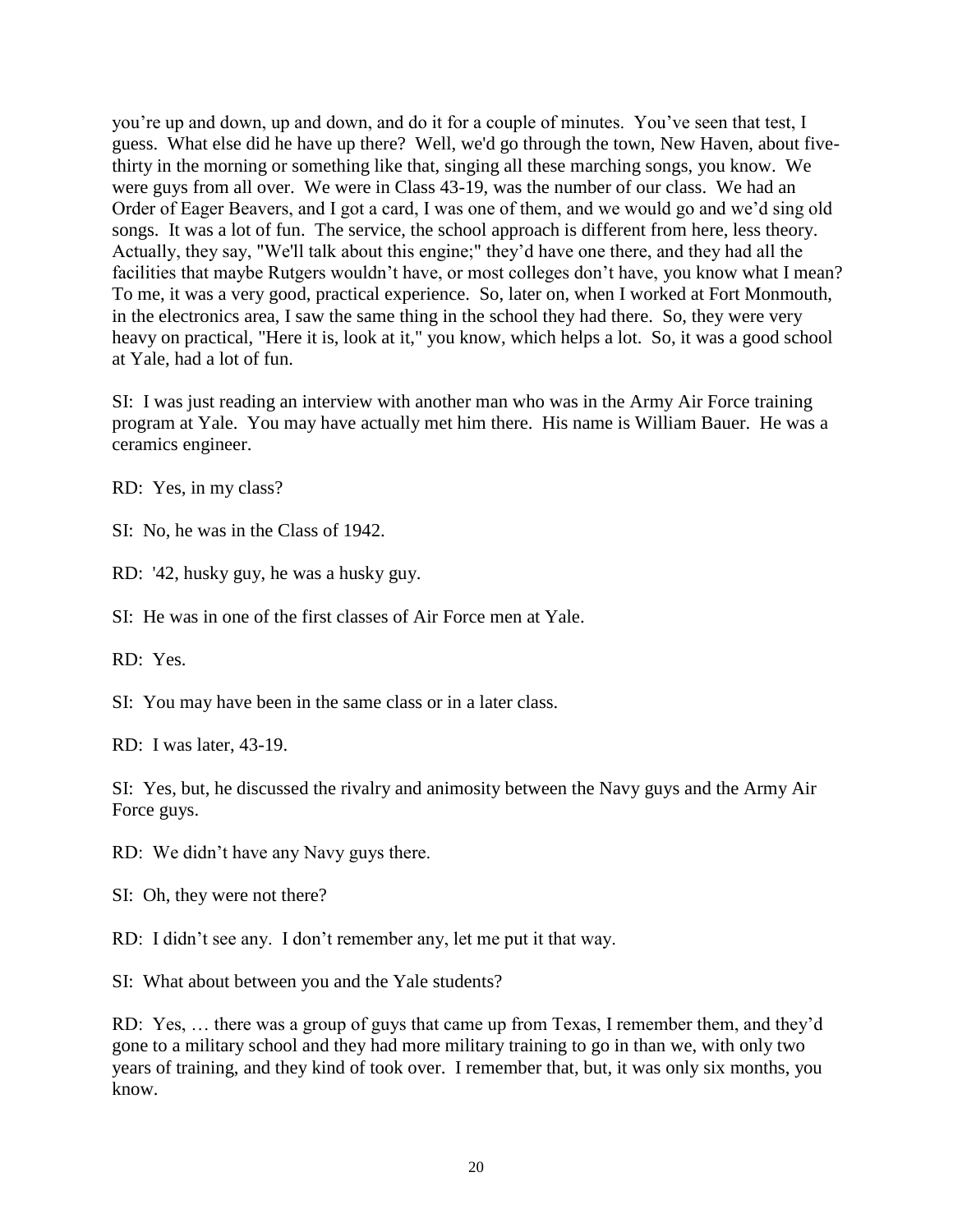you're up and down, up and down, and do it for a couple of minutes. You've seen that test, I guess. What else did he have up there? Well, we'd go through the town, New Haven, about five-thirty in the morning or something like that, singing all these marching songs, you know. We were guys from all over. We were in Class 43-19, was the number of our class. We had an Order of Eager Beavers, and I got a card, I was one of them, and we would go and we'd sing old songs. It was a lot of fun. The service, the school approach is different from here, less theory. Actually, they say, "We'll talk about this engine;" they'd have one there, and they had all the facilities that maybe Rutgers wouldn't have, or most colleges don't have, you know what I mean? To me, it was a very good, practical experience. So, later on, when I worked at Fort Monmouth, in the electronics area, I saw the same thing in the school they had there. So, they were very heavy on practical, "Here it is, look at it," you know, which helps a lot. So, it was a good school at Yale, had a lot of fun.

SI: I was just reading an interview with another man who was in the Army Air Force training program at Yale. You may have actually met him there. His name is William Bauer. He was a ceramics engineer.

RD: Yes, in my class?

SI: No, he was in the Class of 1942.

RD: '42, husky guy, he was a husky guy.

SI: He was in one of the first classes of Air Force men at Yale.

RD: Yes.

SI: You may have been in the same class or in a later class.

RD: I was later, 43-19.

SI: Yes, but, he discussed the rivalry and animosity between the Navy guys and the Army Air Force guys.

RD: We didn't have any Navy guys there.

SI: Oh, they were not there?

RD: I didn't see any. I don't remember any, let me put it that way.

SI: What about between you and the Yale students?

RD: Yes, … there was a group of guys that came up from Texas, I remember them, and they'd gone to a military school and they had more military training to go in than we, with only two years of training, and they kind of took over. I remember that, but, it was only six months, you know.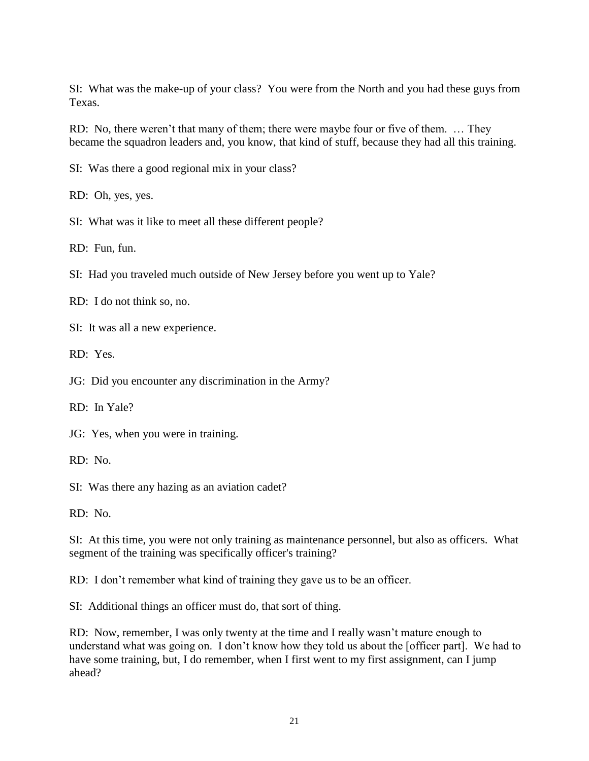SI: What was the make-up of your class? You were from the North and you had these guys from Texas.

RD: No, there weren't that many of them; there were maybe four or five of them. … They became the squadron leaders and, you know, that kind of stuff, because they had all this training.

SI: Was there a good regional mix in your class?

RD: Oh, yes, yes.

SI: What was it like to meet all these different people?

RD: Fun, fun.

SI: Had you traveled much outside of New Jersey before you went up to Yale?

RD: I do not think so, no.

SI: It was all a new experience.

RD: Yes.

JG: Did you encounter any discrimination in the Army?

RD: In Yale?

JG: Yes, when you were in training.

RD: No.

SI: Was there any hazing as an aviation cadet?

RD: No.

SI: At this time, you were not only training as maintenance personnel, but also as officers. What segment of the training was specifically officer's training?

RD: I don't remember what kind of training they gave us to be an officer.

SI: Additional things an officer must do, that sort of thing.

RD: Now, remember, I was only twenty at the time and I really wasn't mature enough to understand what was going on. I don't know how they told us about the [officer part]. We had to have some training, but, I do remember, when I first went to my first assignment, can I jump ahead?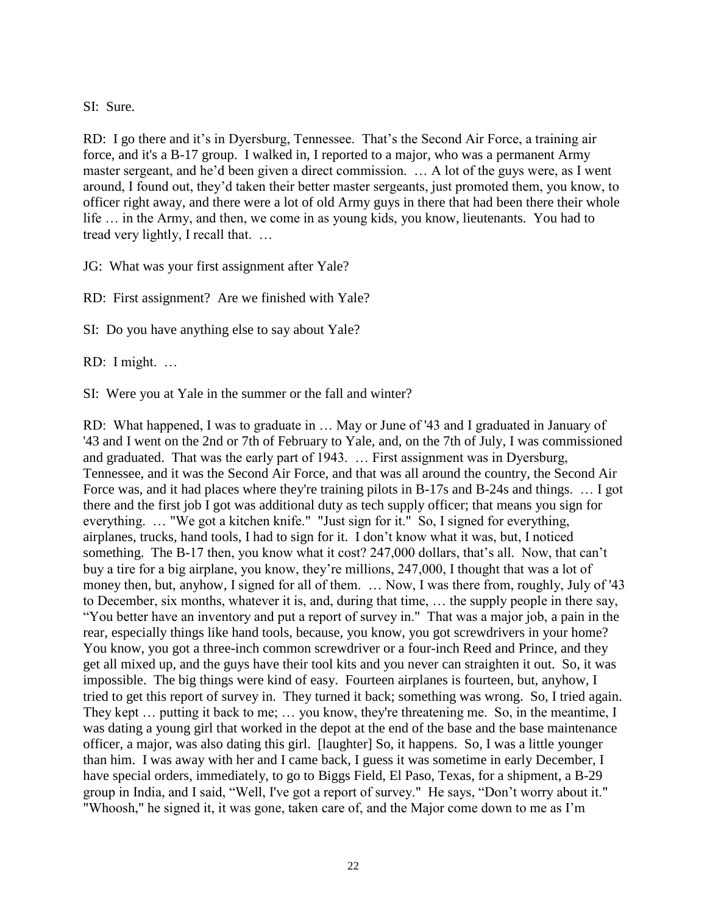SI: Sure.

RD: I go there and it's in Dyersburg, Tennessee. That's the Second Air Force, a training air force, and it's a B-17 group. I walked in, I reported to a major, who was a permanent Army master sergeant, and he'd been given a direct commission. … A lot of the guys were, as I went around, I found out, they'd taken their better master sergeants, just promoted them, you know, to officer right away, and there were a lot of old Army guys in there that had been there their whole life … in the Army, and then, we come in as young kids, you know, lieutenants. You had to tread very lightly, I recall that. …

JG: What was your first assignment after Yale?

RD: First assignment? Are we finished with Yale?

SI: Do you have anything else to say about Yale?

RD: I might. …

SI: Were you at Yale in the summer or the fall and winter?

RD: What happened, I was to graduate in … May or June of '43 and I graduated in January of '43 and I went on the 2nd or 7th of February to Yale, and, on the 7th of July, I was commissioned and graduated. That was the early part of 1943. … First assignment was in Dyersburg, Tennessee, and it was the Second Air Force, and that was all around the country, the Second Air Force was, and it had places where they're training pilots in B-17s and B-24s and things. … I got there and the first job I got was additional duty as tech supply officer; that means you sign for everything. … "We got a kitchen knife." "Just sign for it." So, I signed for everything, airplanes, trucks, hand tools, I had to sign for it. I don't know what it was, but, I noticed something. The B-17 then, you know what it cost? 247,000 dollars, that's all. Now, that can't buy a tire for a big airplane, you know, they're millions, 247,000, I thought that was a lot of money then, but, anyhow, I signed for all of them. … Now, I was there from, roughly, July of '43 to December, six months, whatever it is, and, during that time, … the supply people in there say, "You better have an inventory and put a report of survey in." That was a major job, a pain in the rear, especially things like hand tools, because, you know, you got screwdrivers in your home? You know, you got a three-inch common screwdriver or a four-inch Reed and Prince, and they get all mixed up, and the guys have their tool kits and you never can straighten it out. So, it was impossible. The big things were kind of easy. Fourteen airplanes is fourteen, but, anyhow, I tried to get this report of survey in. They turned it back; something was wrong. So, I tried again. They kept … putting it back to me; … you know, they're threatening me. So, in the meantime, I was dating a young girl that worked in the depot at the end of the base and the base maintenance officer, a major, was also dating this girl. [laughter] So, it happens. So, I was a little younger than him. I was away with her and I came back, I guess it was sometime in early December, I have special orders, immediately, to go to Biggs Field, El Paso, Texas, for a shipment, a B-29 group in India, and I said, "Well, I've got a report of survey." He says, "Don't worry about it." "Whoosh," he signed it, it was gone, taken care of, and the Major come down to me as I'm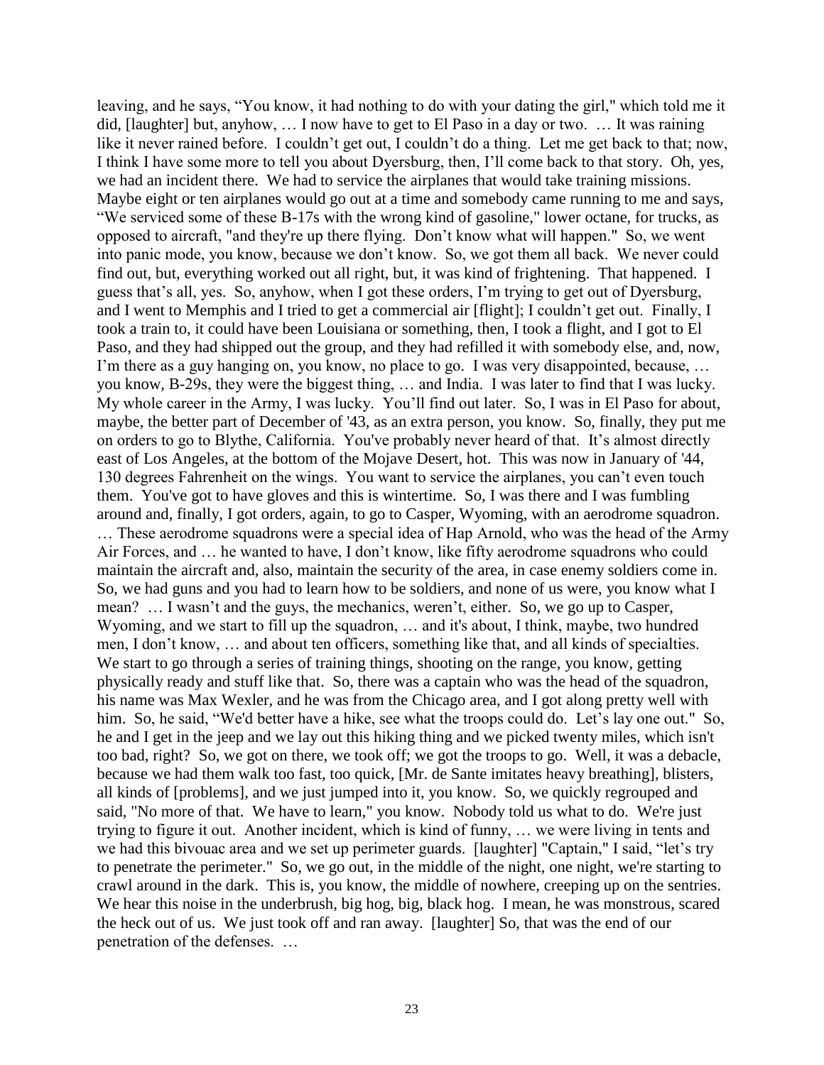leaving, and he says, "You know, it had nothing to do with your dating the girl," which told me it did, [laughter] but, anyhow, … I now have to get to El Paso in a day or two. … It was raining like it never rained before. I couldn't get out, I couldn't do a thing. Let me get back to that; now, I think I have some more to tell you about Dyersburg, then, I'll come back to that story. Oh, yes, we had an incident there. We had to service the airplanes that would take training missions. Maybe eight or ten airplanes would go out at a time and somebody came running to me and says, "We serviced some of these B-17s with the wrong kind of gasoline," lower octane, for trucks, as opposed to aircraft, "and they're up there flying. Don't know what will happen." So, we went into panic mode, you know, because we don't know. So, we got them all back. We never could find out, but, everything worked out all right, but, it was kind of frightening. That happened. I guess that's all, yes. So, anyhow, when I got these orders, I'm trying to get out of Dyersburg, and I went to Memphis and I tried to get a commercial air [flight]; I couldn't get out. Finally, I took a train to, it could have been Louisiana or something, then, I took a flight, and I got to El Paso, and they had shipped out the group, and they had refilled it with somebody else, and, now, I'm there as a guy hanging on, you know, no place to go. I was very disappointed, because, … you know, B-29s, they were the biggest thing, … and India. I was later to find that I was lucky. My whole career in the Army, I was lucky. You'll find out later. So, I was in El Paso for about, maybe, the better part of December of '43, as an extra person, you know. So, finally, they put me on orders to go to Blythe, California. You've probably never heard of that. It's almost directly east of Los Angeles, at the bottom of the Mojave Desert, hot. This was now in January of '44, 130 degrees Fahrenheit on the wings. You want to service the airplanes, you can't even touch them. You've got to have gloves and this is wintertime. So, I was there and I was fumbling around and, finally, I got orders, again, to go to Casper, Wyoming, with an aerodrome squadron. … These aerodrome squadrons were a special idea of Hap Arnold, who was the head of the Army Air Forces, and … he wanted to have, I don't know, like fifty aerodrome squadrons who could maintain the aircraft and, also, maintain the security of the area, in case enemy soldiers come in. So, we had guns and you had to learn how to be soldiers, and none of us were, you know what I mean? … I wasn't and the guys, the mechanics, weren't, either. So, we go up to Casper, Wyoming, and we start to fill up the squadron, … and it's about, I think, maybe, two hundred men, I don't know, … and about ten officers, something like that, and all kinds of specialties. We start to go through a series of training things, shooting on the range, you know, getting physically ready and stuff like that. So, there was a captain who was the head of the squadron, his name was Max Wexler, and he was from the Chicago area, and I got along pretty well with him. So, he said, "We'd better have a hike, see what the troops could do. Let's lay one out." So, he and I get in the jeep and we lay out this hiking thing and we picked twenty miles, which isn't too bad, right? So, we got on there, we took off; we got the troops to go. Well, it was a debacle, because we had them walk too fast, too quick, [Mr. de Sante imitates heavy breathing], blisters, all kinds of [problems], and we just jumped into it, you know. So, we quickly regrouped and said, "No more of that. We have to learn," you know. Nobody told us what to do. We're just trying to figure it out. Another incident, which is kind of funny, … we were living in tents and we had this bivouac area and we set up perimeter guards. [laughter] "Captain," I said, "let's try to penetrate the perimeter." So, we go out, in the middle of the night, one night, we're starting to crawl around in the dark. This is, you know, the middle of nowhere, creeping up on the sentries. We hear this noise in the underbrush, big hog, big, black hog. I mean, he was monstrous, scared the heck out of us. We just took off and ran away. [laughter] So, that was the end of our penetration of the defenses. …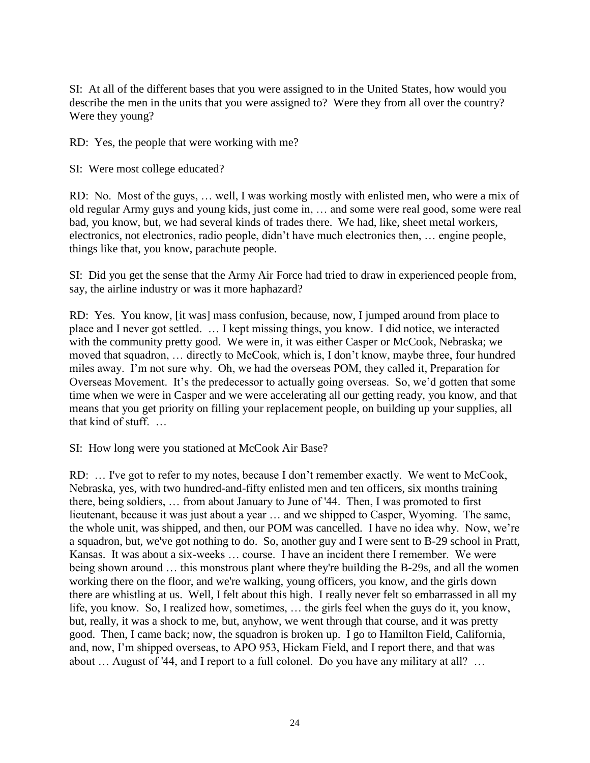SI: At all of the different bases that you were assigned to in the United States, how would you describe the men in the units that you were assigned to? Were they from all over the country? Were they young?

RD: Yes, the people that were working with me?

SI: Were most college educated?

RD: No. Most of the guys, … well, I was working mostly with enlisted men, who were a mix of old regular Army guys and young kids, just come in, … and some were real good, some were real bad, you know, but, we had several kinds of trades there. We had, like, sheet metal workers, electronics, not electronics, radio people, didn't have much electronics then, … engine people, things like that, you know, parachute people.

SI: Did you get the sense that the Army Air Force had tried to draw in experienced people from, say, the airline industry or was it more haphazard?

RD: Yes. You know, [it was] mass confusion, because, now, I jumped around from place to place and I never got settled. … I kept missing things, you know. I did notice, we interacted with the community pretty good. We were in, it was either Casper or McCook, Nebraska; we moved that squadron, … directly to McCook, which is, I don't know, maybe three, four hundred miles away. I'm not sure why. Oh, we had the overseas POM, they called it, Preparation for Overseas Movement. It's the predecessor to actually going overseas. So, we'd gotten that some time when we were in Casper and we were accelerating all our getting ready, you know, and that means that you get priority on filling your replacement people, on building up your supplies, all that kind of stuff. …

SI: How long were you stationed at McCook Air Base?

RD: … I've got to refer to my notes, because I don't remember exactly. We went to McCook, Nebraska, yes, with two hundred-and-fifty enlisted men and ten officers, six months training there, being soldiers, … from about January to June of '44. Then, I was promoted to first lieutenant, because it was just about a year … and we shipped to Casper, Wyoming. The same, the whole unit, was shipped, and then, our POM was cancelled. I have no idea why. Now, we're a squadron, but, we've got nothing to do. So, another guy and I were sent to B-29 school in Pratt, Kansas. It was about a six-weeks … course. I have an incident there I remember. We were being shown around … this monstrous plant where they're building the B-29s, and all the women working there on the floor, and we're walking, young officers, you know, and the girls down there are whistling at us. Well, I felt about this high. I really never felt so embarrassed in all my life, you know. So, I realized how, sometimes, … the girls feel when the guys do it, you know, but, really, it was a shock to me, but, anyhow, we went through that course, and it was pretty good. Then, I came back; now, the squadron is broken up. I go to Hamilton Field, California, and, now, I'm shipped overseas, to APO 953, Hickam Field, and I report there, and that was about … August of '44, and I report to a full colonel. Do you have any military at all? …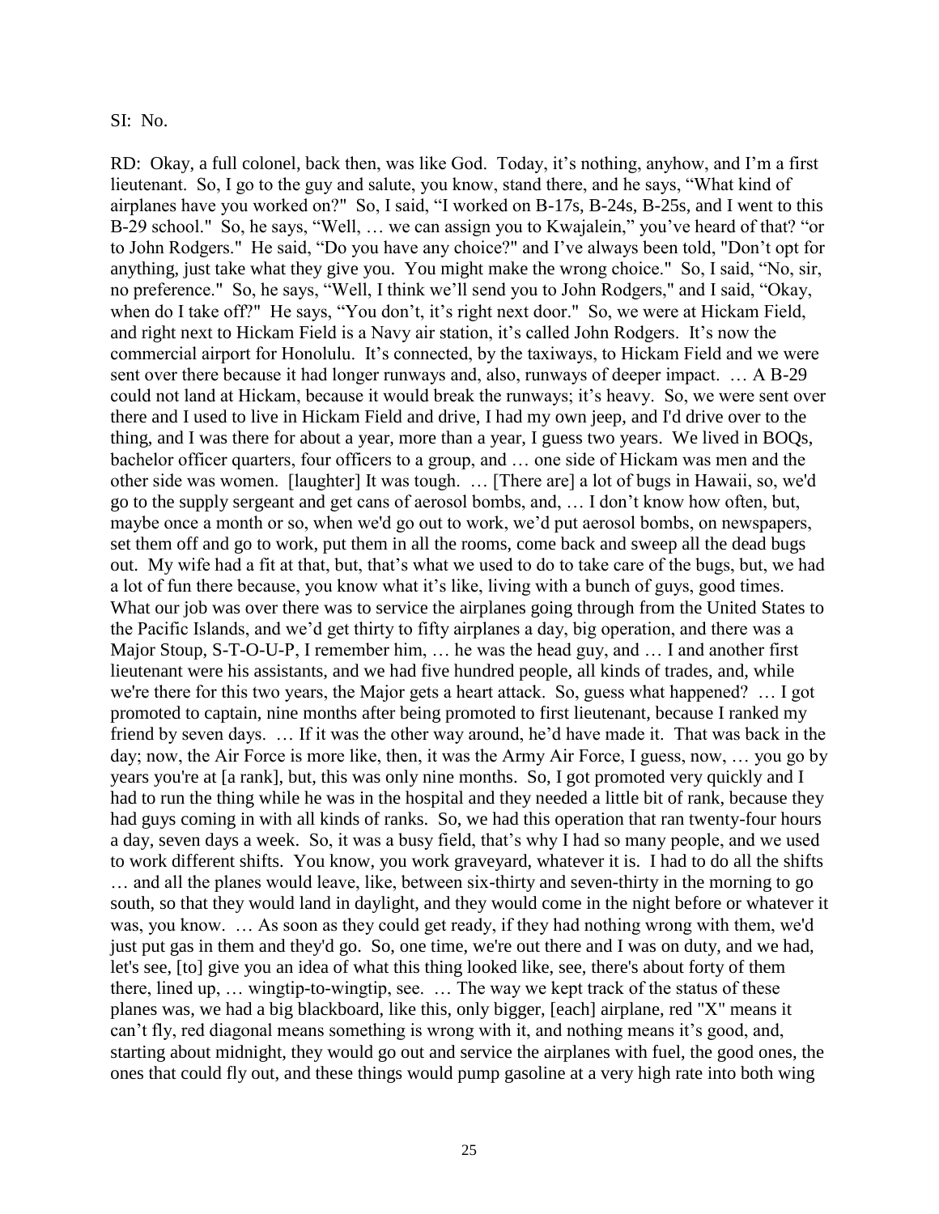SI: No.

RD: Okay, a full colonel, back then, was like God. Today, it's nothing, anyhow, and I'm a first lieutenant. So, I go to the guy and salute, you know, stand there, and he says, "What kind of airplanes have you worked on?" So, I said, "I worked on B-17s, B-24s, B-25s, and I went to this B-29 school." So, he says, "Well, … we can assign you to Kwajalein," you've heard of that? "or to John Rodgers." He said, "Do you have any choice?" and I've always been told, "Don't opt for anything, just take what they give you. You might make the wrong choice." So, I said, "No, sir, no preference." So, he says, "Well, I think we'll send you to John Rodgers," and I said, "Okay, when do I take off?" He says, "You don't, it's right next door." So, we were at Hickam Field, and right next to Hickam Field is a Navy air station, it's called John Rodgers. It's now the commercial airport for Honolulu. It's connected, by the taxiways, to Hickam Field and we were sent over there because it had longer runways and, also, runways of deeper impact. … A B-29 could not land at Hickam, because it would break the runways; it's heavy. So, we were sent over there and I used to live in Hickam Field and drive, I had my own jeep, and I'd drive over to the thing, and I was there for about a year, more than a year, I guess two years. We lived in BOQs, bachelor officer quarters, four officers to a group, and … one side of Hickam was men and the other side was women. [laughter] It was tough. … [There are] a lot of bugs in Hawaii, so, we'd go to the supply sergeant and get cans of aerosol bombs, and, … I don't know how often, but, maybe once a month or so, when we'd go out to work, we'd put aerosol bombs, on newspapers, set them off and go to work, put them in all the rooms, come back and sweep all the dead bugs out. My wife had a fit at that, but, that's what we used to do to take care of the bugs, but, we had a lot of fun there because, you know what it's like, living with a bunch of guys, good times. What our job was over there was to service the airplanes going through from the United States to the Pacific Islands, and we'd get thirty to fifty airplanes a day, big operation, and there was a Major Stoup, S-T-O-U-P, I remember him, … he was the head guy, and … I and another first lieutenant were his assistants, and we had five hundred people, all kinds of trades, and, while we're there for this two years, the Major gets a heart attack. So, guess what happened? … I got promoted to captain, nine months after being promoted to first lieutenant, because I ranked my friend by seven days. … If it was the other way around, he'd have made it. That was back in the day; now, the Air Force is more like, then, it was the Army Air Force, I guess, now, … you go by years you're at [a rank], but, this was only nine months. So, I got promoted very quickly and I had to run the thing while he was in the hospital and they needed a little bit of rank, because they had guys coming in with all kinds of ranks. So, we had this operation that ran twenty-four hours a day, seven days a week. So, it was a busy field, that's why I had so many people, and we used to work different shifts. You know, you work graveyard, whatever it is. I had to do all the shifts … and all the planes would leave, like, between six-thirty and seven-thirty in the morning to go south, so that they would land in daylight, and they would come in the night before or whatever it was, you know. … As soon as they could get ready, if they had nothing wrong with them, we'd just put gas in them and they'd go. So, one time, we're out there and I was on duty, and we had, let's see, [to] give you an idea of what this thing looked like, see, there's about forty of them there, lined up, … wingtip-to-wingtip, see. … The way we kept track of the status of these planes was, we had a big blackboard, like this, only bigger, [each] airplane, red "X" means it can't fly, red diagonal means something is wrong with it, and nothing means it's good, and, starting about midnight, they would go out and service the airplanes with fuel, the good ones, the ones that could fly out, and these things would pump gasoline at a very high rate into both wing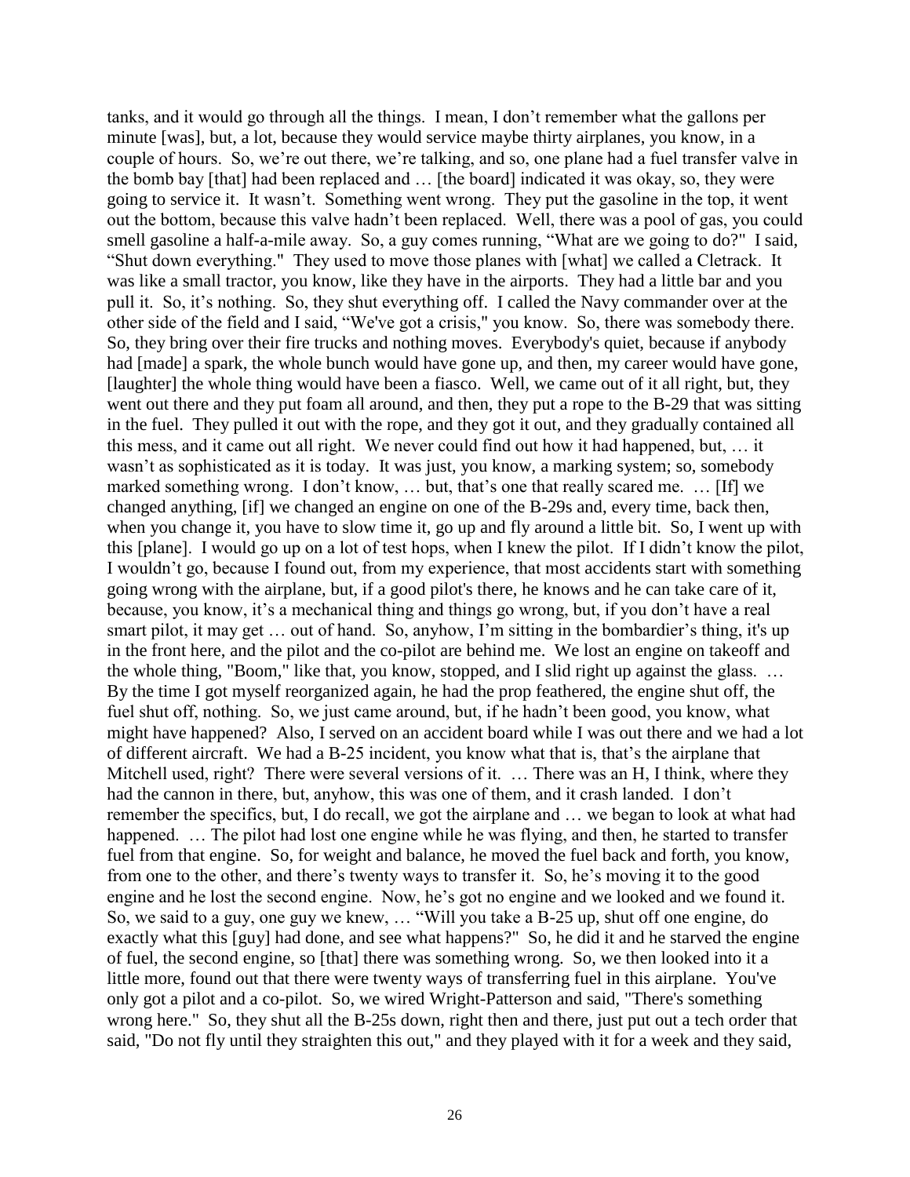tanks, and it would go through all the things. I mean, I don't remember what the gallons per minute [was], but, a lot, because they would service maybe thirty airplanes, you know, in a couple of hours. So, we're out there, we're talking, and so, one plane had a fuel transfer valve in the bomb bay [that] had been replaced and … [the board] indicated it was okay, so, they were going to service it. It wasn't. Something went wrong. They put the gasoline in the top, it went out the bottom, because this valve hadn't been replaced. Well, there was a pool of gas, you could smell gasoline a half-a-mile away. So, a guy comes running, "What are we going to do?" I said, "Shut down everything." They used to move those planes with [what] we called a Cletrack. It was like a small tractor, you know, like they have in the airports. They had a little bar and you pull it. So, it's nothing. So, they shut everything off. I called the Navy commander over at the other side of the field and I said, "We've got a crisis," you know. So, there was somebody there. So, they bring over their fire trucks and nothing moves. Everybody's quiet, because if anybody had [made] a spark, the whole bunch would have gone up, and then, my career would have gone, [laughter] the whole thing would have been a fiasco. Well, we came out of it all right, but, they went out there and they put foam all around, and then, they put a rope to the B-29 that was sitting in the fuel. They pulled it out with the rope, and they got it out, and they gradually contained all this mess, and it came out all right. We never could find out how it had happened, but, … it wasn't as sophisticated as it is today. It was just, you know, a marking system; so, somebody marked something wrong. I don't know, … but, that's one that really scared me. … [If] we changed anything, [if] we changed an engine on one of the B-29s and, every time, back then, when you change it, you have to slow time it, go up and fly around a little bit. So, I went up with this [plane]. I would go up on a lot of test hops, when I knew the pilot. If I didn't know the pilot, I wouldn't go, because I found out, from my experience, that most accidents start with something going wrong with the airplane, but, if a good pilot's there, he knows and he can take care of it, because, you know, it's a mechanical thing and things go wrong, but, if you don't have a real smart pilot, it may get … out of hand. So, anyhow, I'm sitting in the bombardier's thing, it's up in the front here, and the pilot and the co-pilot are behind me. We lost an engine on takeoff and the whole thing, "Boom," like that, you know, stopped, and I slid right up against the glass. … By the time I got myself reorganized again, he had the prop feathered, the engine shut off, the fuel shut off, nothing. So, we just came around, but, if he hadn't been good, you know, what might have happened? Also, I served on an accident board while I was out there and we had a lot of different aircraft. We had a B-25 incident, you know what that is, that's the airplane that Mitchell used, right? There were several versions of it. … There was an H, I think, where they had the cannon in there, but, anyhow, this was one of them, and it crash landed. I don't remember the specifics, but, I do recall, we got the airplane and … we began to look at what had happened. … The pilot had lost one engine while he was flying, and then, he started to transfer fuel from that engine. So, for weight and balance, he moved the fuel back and forth, you know, from one to the other, and there's twenty ways to transfer it. So, he's moving it to the good engine and he lost the second engine. Now, he's got no engine and we looked and we found it. So, we said to a guy, one guy we knew, … "Will you take a B-25 up, shut off one engine, do exactly what this [guy] had done, and see what happens?" So, he did it and he starved the engine of fuel, the second engine, so [that] there was something wrong. So, we then looked into it a little more, found out that there were twenty versions of transferring fuel in this airplane. You've only got a pilot and a co-pilot. So, we wired Wright-Patterson and said, "There's something wrong here." So, they shut all the B-25s down, right then and there, just put out a tech order that said, "Do not fly until they straighten this out," and they played with it for a week and they said,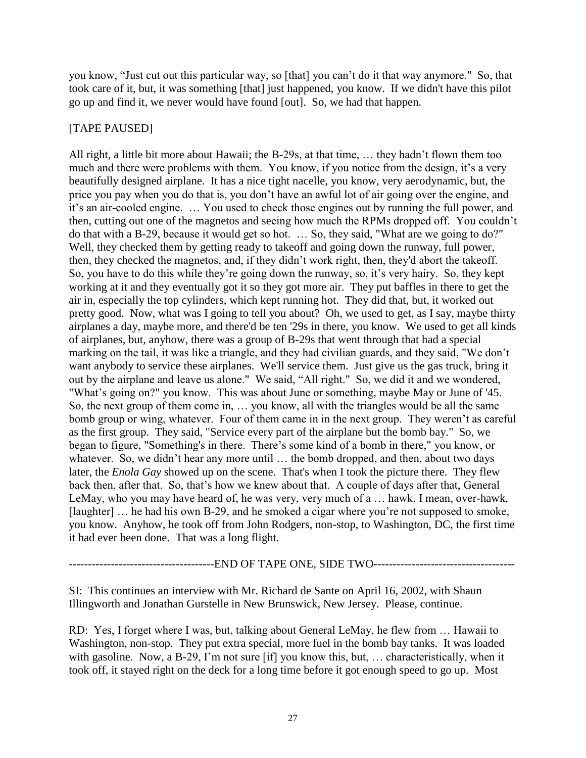you know, "Just cut out this particular way, so [that] you can't do it that way anymore." So, that took care of it, but, it was something [that] just happened, you know. If we didn't have this pilot go up and find it, we never would have found [out]. So, we had that happen.

[TAPE PAUSED]

All right, a little bit more about Hawaii; the B-29s, at that time, … they hadn't flown them too much and there were problems with them. You know, if you notice from the design, it's a very beautifully designed airplane. It has a nice tight nacelle, you know, very aerodynamic, but, the price you pay when you do that is, you don't have an awful lot of air going over the engine, and it's an air-cooled engine. … You used to check those engines out by running the full power, and then, cutting out one of the magnetos and seeing how much the RPMs dropped off. You couldn't do that with a B-29, because it would get so hot. … So, they said, "What are we going to do?" Well, they checked them by getting ready to takeoff and going down the runway, full power, then, they checked the magnetos, and, if they didn't work right, then, they'd abort the takeoff. So, you have to do this while they're going down the runway, so, it's very hairy. So, they kept working at it and they eventually got it so they got more air. They put baffles in there to get the air in, especially the top cylinders, which kept running hot. They did that, but, it worked out pretty good. Now, what was I going to tell you about? Oh, we used to get, as I say, maybe thirty airplanes a day, maybe more, and there'd be ten '29s in there, you know. We used to get all kinds of airplanes, but, anyhow, there was a group of B-29s that went through that had a special marking on the tail, it was like a triangle, and they had civilian guards, and they said, "We don't want anybody to service these airplanes. We'll service them. Just give us the gas truck, bring it out by the airplane and leave us alone." We said, "All right." So, we did it and we wondered, "What's going on?" you know. This was about June or something, maybe May or June of '45. So, the next group of them come in, … you know, all with the triangles would be all the same bomb group or wing, whatever. Four of them came in in the next group. They weren't as careful as the first group. They said, "Service every part of the airplane but the bomb bay." So, we began to figure, "Something's in there. There's some kind of a bomb in there," you know, or whatever. So, we didn't hear any more until … the bomb dropped, and then, about two days later, the *Enola Gay* showed up on the scene. That's when I took the picture there. They flew back then, after that. So, that's how we knew about that. A couple of days after that, General LeMay, who you may have heard of, he was very, very much of a … hawk, I mean, over-hawk, [laughter] … he had his own B-29, and he smoked a cigar where you're not supposed to smoke, you know. Anyhow, he took off from John Rodgers, non-stop, to Washington, DC, the first time it had ever been done. That was a long flight.

--------------------------------------END OF TAPE ONE, SIDE TWO-------------------------------------

SI: This continues an interview with Mr. Richard de Sante on April 16, 2002, with Shaun Illingworth and Jonathan Gurstelle in New Brunswick, New Jersey. Please, continue.

RD: Yes, I forget where I was, but, talking about General LeMay, he flew from … Hawaii to Washington, non-stop. They put extra special, more fuel in the bomb bay tanks. It was loaded with gasoline. Now, a B-29, I'm not sure [if] you know this, but, … characteristically, when it took off, it stayed right on the deck for a long time before it got enough speed to go up. Most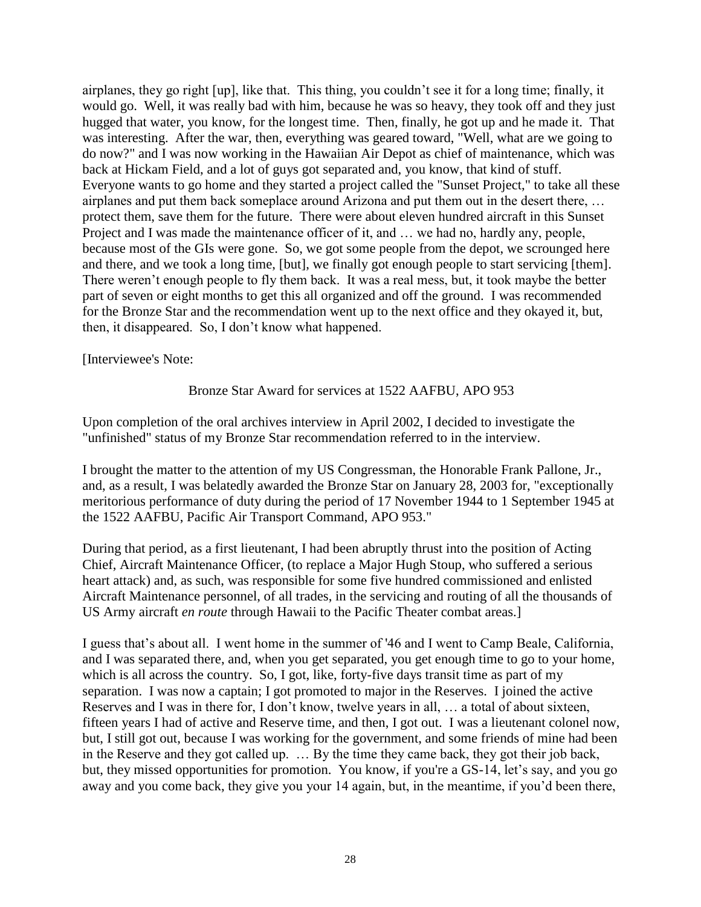airplanes, they go right [up], like that. This thing, you couldn't see it for a long time; finally, it would go. Well, it was really bad with him, because he was so heavy, they took off and they just hugged that water, you know, for the longest time. Then, finally, he got up and he made it. That was interesting. After the war, then, everything was geared toward, "Well, what are we going to do now?" and I was now working in the Hawaiian Air Depot as chief of maintenance, which was back at Hickam Field, and a lot of guys got separated and, you know, that kind of stuff. Everyone wants to go home and they started a project called the "Sunset Project," to take all these airplanes and put them back someplace around Arizona and put them out in the desert there, … protect them, save them for the future. There were about eleven hundred aircraft in this Sunset Project and I was made the maintenance officer of it, and … we had no, hardly any, people, because most of the GIs were gone. So, we got some people from the depot, we scrounged here and there, and we took a long time, [but], we finally got enough people to start servicing [them]. There weren't enough people to fly them back. It was a real mess, but, it took maybe the better part of seven or eight months to get this all organized and off the ground. I was recommended for the Bronze Star and the recommendation went up to the next office and they okayed it, but, then, it disappeared. So, I don't know what happened.

[Interviewee's Note:

Bronze Star Award for services at 1522 AAFBU, APO 953

Upon completion of the oral archives interview in April 2002, I decided to investigate the "unfinished" status of my Bronze Star recommendation referred to in the interview.

I brought the matter to the attention of my US Congressman, the Honorable Frank Pallone, Jr., and, as a result, I was belatedly awarded the Bronze Star on January 28, 2003 for, "exceptionally meritorious performance of duty during the period of 17 November 1944 to 1 September 1945 at the 1522 AAFBU, Pacific Air Transport Command, APO 953."

During that period, as a first lieutenant, I had been abruptly thrust into the position of Acting Chief, Aircraft Maintenance Officer, (to replace a Major Hugh Stoup, who suffered a serious heart attack) and, as such, was responsible for some five hundred commissioned and enlisted Aircraft Maintenance personnel, of all trades, in the servicing and routing of all the thousands of US Army aircraft *en route* through Hawaii to the Pacific Theater combat areas.]

I guess that's about all. I went home in the summer of '46 and I went to Camp Beale, California, and I was separated there, and, when you get separated, you get enough time to go to your home, which is all across the country. So, I got, like, forty-five days transit time as part of my separation. I was now a captain; I got promoted to major in the Reserves. I joined the active Reserves and I was in there for, I don't know, twelve years in all, … a total of about sixteen, fifteen years I had of active and Reserve time, and then, I got out. I was a lieutenant colonel now, but, I still got out, because I was working for the government, and some friends of mine had been in the Reserve and they got called up. … By the time they came back, they got their job back, but, they missed opportunities for promotion. You know, if you're a GS-14, let's say, and you go away and you come back, they give you your 14 again, but, in the meantime, if you'd been there,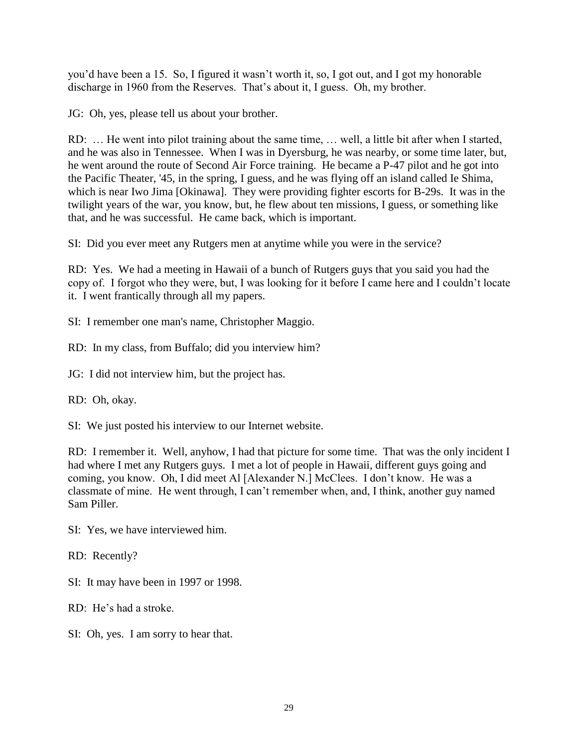you'd have been a 15. So, I figured it wasn't worth it, so, I got out, and I got my honorable discharge in 1960 from the Reserves. That's about it, I guess. Oh, my brother.

JG: Oh, yes, please tell us about your brother.

RD: … He went into pilot training about the same time, … well, a little bit after when I started, and he was also in Tennessee. When I was in Dyersburg, he was nearby, or some time later, but, he went around the route of Second Air Force training. He became a P-47 pilot and he got into the Pacific Theater, '45, in the spring, I guess, and he was flying off an island called Ie Shima, which is near Iwo Jima [Okinawa]. They were providing fighter escorts for B-29s. It was in the twilight years of the war, you know, but, he flew about ten missions, I guess, or something like that, and he was successful. He came back, which is important.

SI: Did you ever meet any Rutgers men at anytime while you were in the service?

RD: Yes. We had a meeting in Hawaii of a bunch of Rutgers guys that you said you had the copy of. I forgot who they were, but, I was looking for it before I came here and I couldn't locate it. I went frantically through all my papers.

SI: I remember one man's name, Christopher Maggio.

RD: In my class, from Buffalo; did you interview him?

JG: I did not interview him, but the project has.

RD: Oh, okay.

SI: We just posted his interview to our Internet website.

RD: I remember it. Well, anyhow, I had that picture for some time. That was the only incident I had where I met any Rutgers guys. I met a lot of people in Hawaii, different guys going and coming, you know. Oh, I did meet Al [Alexander N.] McClees. I don't know. He was a classmate of mine. He went through, I can't remember when, and, I think, another guy named Sam Piller.

SI: Yes, we have interviewed him.

RD: Recently?

SI: It may have been in 1997 or 1998.

RD: He's had a stroke.

SI: Oh, yes. I am sorry to hear that.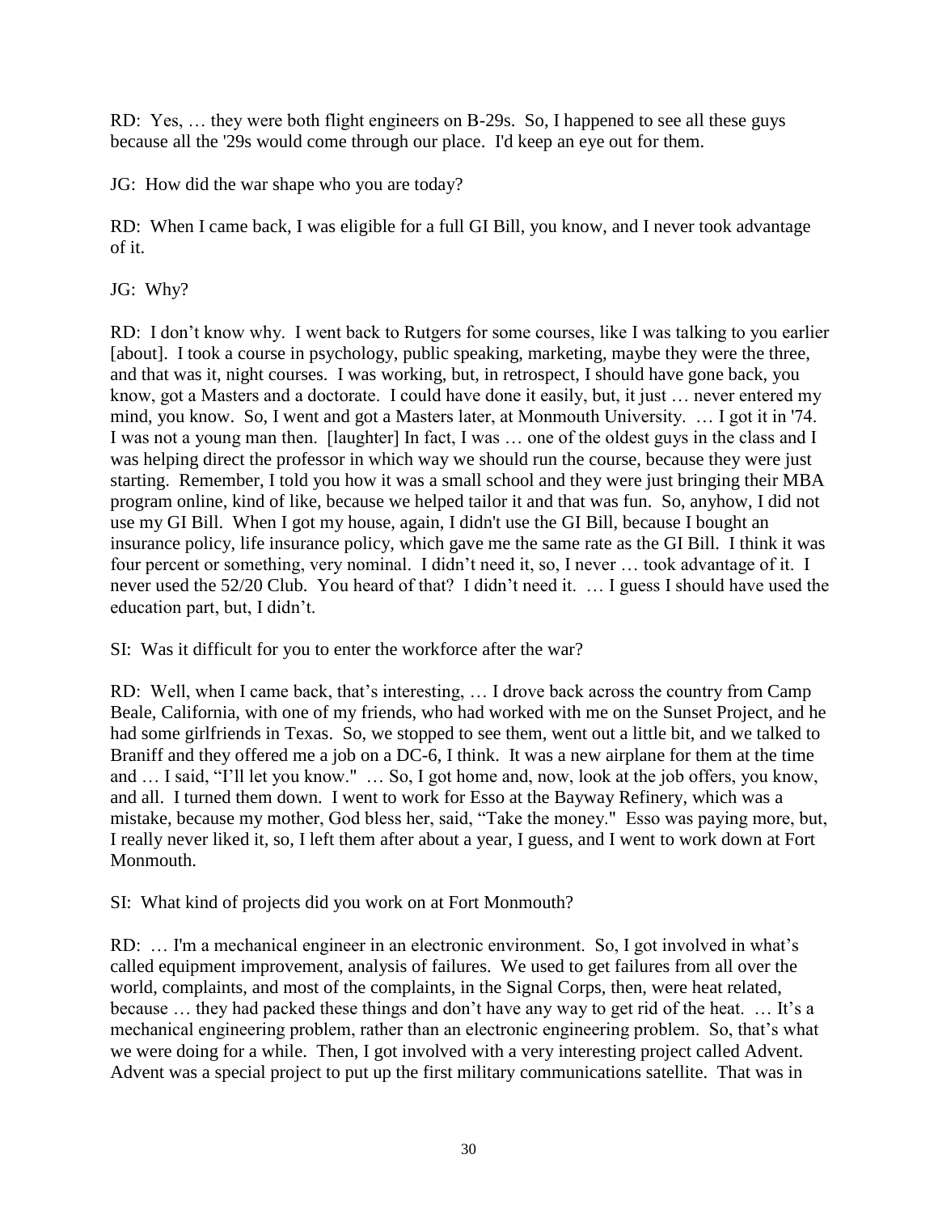RD: Yes, … they were both flight engineers on B-29s. So, I happened to see all these guys because all the '29s would come through our place. I'd keep an eye out for them.

JG: How did the war shape who you are today?

RD: When I came back, I was eligible for a full GI Bill, you know, and I never took advantage of it.

JG: Why?

RD: I don't know why. I went back to Rutgers for some courses, like I was talking to you earlier [about]. I took a course in psychology, public speaking, marketing, maybe they were the three, and that was it, night courses. I was working, but, in retrospect, I should have gone back, you know, got a Masters and a doctorate. I could have done it easily, but, it just … never entered my mind, you know. So, I went and got a Masters later, at Monmouth University. … I got it in '74. I was not a young man then. [laughter] In fact, I was … one of the oldest guys in the class and I was helping direct the professor in which way we should run the course, because they were just starting. Remember, I told you how it was a small school and they were just bringing their MBA program online, kind of like, because we helped tailor it and that was fun. So, anyhow, I did not use my GI Bill. When I got my house, again, I didn't use the GI Bill, because I bought an insurance policy, life insurance policy, which gave me the same rate as the GI Bill. I think it was four percent or something, very nominal. I didn't need it, so, I never … took advantage of it. I never used the 52/20 Club. You heard of that? I didn't need it. … I guess I should have used the education part, but, I didn't.

SI: Was it difficult for you to enter the workforce after the war?

RD: Well, when I came back, that's interesting, … I drove back across the country from Camp Beale, California, with one of my friends, who had worked with me on the Sunset Project, and he had some girlfriends in Texas. So, we stopped to see them, went out a little bit, and we talked to Braniff and they offered me a job on a DC-6, I think. It was a new airplane for them at the time and … I said, "I'll let you know." … So, I got home and, now, look at the job offers, you know, and all. I turned them down. I went to work for Esso at the Bayway Refinery, which was a mistake, because my mother, God bless her, said, "Take the money." Esso was paying more, but, I really never liked it, so, I left them after about a year, I guess, and I went to work down at Fort Monmouth.

SI: What kind of projects did you work on at Fort Monmouth?

RD: … I'm a mechanical engineer in an electronic environment. So, I got involved in what's called equipment improvement, analysis of failures. We used to get failures from all over the world, complaints, and most of the complaints, in the Signal Corps, then, were heat related, because … they had packed these things and don't have any way to get rid of the heat. … It's a mechanical engineering problem, rather than an electronic engineering problem. So, that's what we were doing for a while. Then, I got involved with a very interesting project called Advent. Advent was a special project to put up the first military communications satellite. That was in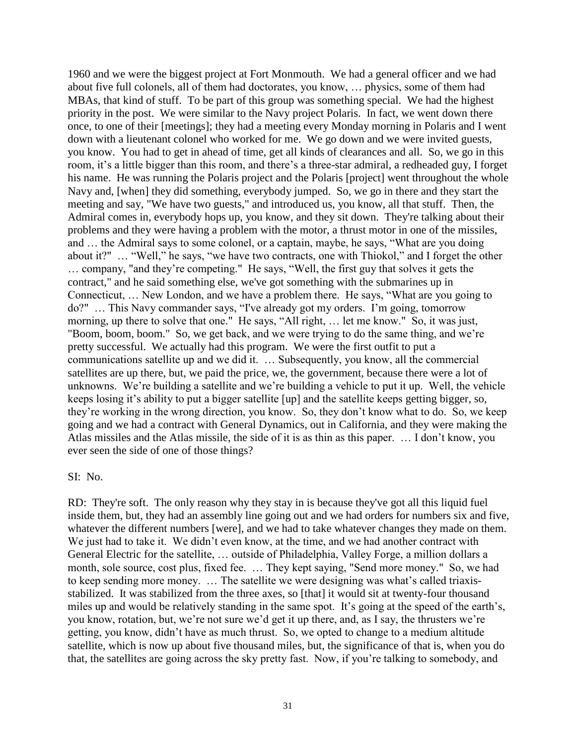1960 and we were the biggest project at Fort Monmouth. We had a general officer and we had about five full colonels, all of them had doctorates, you know, … physics, some of them had MBAs, that kind of stuff. To be part of this group was something special. We had the highest priority in the post. We were similar to the Navy project Polaris. In fact, we went down there once, to one of their [meetings]; they had a meeting every Monday morning in Polaris and I went down with a lieutenant colonel who worked for me. We go down and we were invited guests, you know. You had to get in ahead of time, get all kinds of clearances and all. So, we go in this room, it's a little bigger than this room, and there's a three-star admiral, a redheaded guy, I forget his name. He was running the Polaris project and the Polaris [project] went throughout the whole Navy and, [when] they did something, everybody jumped. So, we go in there and they start the meeting and say, "We have two guests," and introduced us, you know, all that stuff. Then, the Admiral comes in, everybody hops up, you know, and they sit down. They're talking about their problems and they were having a problem with the motor, a thrust motor in one of the missiles, and … the Admiral says to some colonel, or a captain, maybe, he says, "What are you doing about it?" … "Well," he says, "we have two contracts, one with Thiokol," and I forget the other … company, "and they're competing." He says, "Well, the first guy that solves it gets the contract," and he said something else, we've got something with the submarines up in Connecticut, … New London, and we have a problem there. He says, "What are you going to do?" … This Navy commander says, "I've already got my orders. I'm going, tomorrow morning, up there to solve that one." He says, "All right, … let me know." So, it was just, "Boom, boom, boom." So, we get back, and we were trying to do the same thing, and we're pretty successful. We actually had this program. We were the first outfit to put a communications satellite up and we did it. … Subsequently, you know, all the commercial satellites are up there, but, we paid the price, we, the government, because there were a lot of unknowns. We're building a satellite and we're building a vehicle to put it up. Well, the vehicle keeps losing it's ability to put a bigger satellite [up] and the satellite keeps getting bigger, so, they're working in the wrong direction, you know. So, they don't know what to do. So, we keep going and we had a contract with General Dynamics, out in California, and they were making the Atlas missiles and the Atlas missile, the side of it is as thin as this paper. … I don't know, you ever seen the side of one of those things?

SI: No.

RD: They're soft. The only reason why they stay in is because they've got all this liquid fuel inside them, but, they had an assembly line going out and we had orders for numbers six and five, whatever the different numbers [were], and we had to take whatever changes they made on them. We just had to take it. We didn't even know, at the time, and we had another contract with General Electric for the satellite, … outside of Philadelphia, Valley Forge, a million dollars a month, sole source, cost plus, fixed fee. … They kept saying, "Send more money." So, we had to keep sending more money. … The satellite we were designing was what's called triaxis-stabilized. It was stabilized from the three axes, so [that] it would sit at twenty-four thousand miles up and would be relatively standing in the same spot. It's going at the speed of the earth's, you know, rotation, but, we're not sure we'd get it up there, and, as I say, the thrusters we're getting, you know, didn't have as much thrust. So, we opted to change to a medium altitude satellite, which is now up about five thousand miles, but, the significance of that is, when you do that, the satellites are going across the sky pretty fast. Now, if you're talking to somebody, and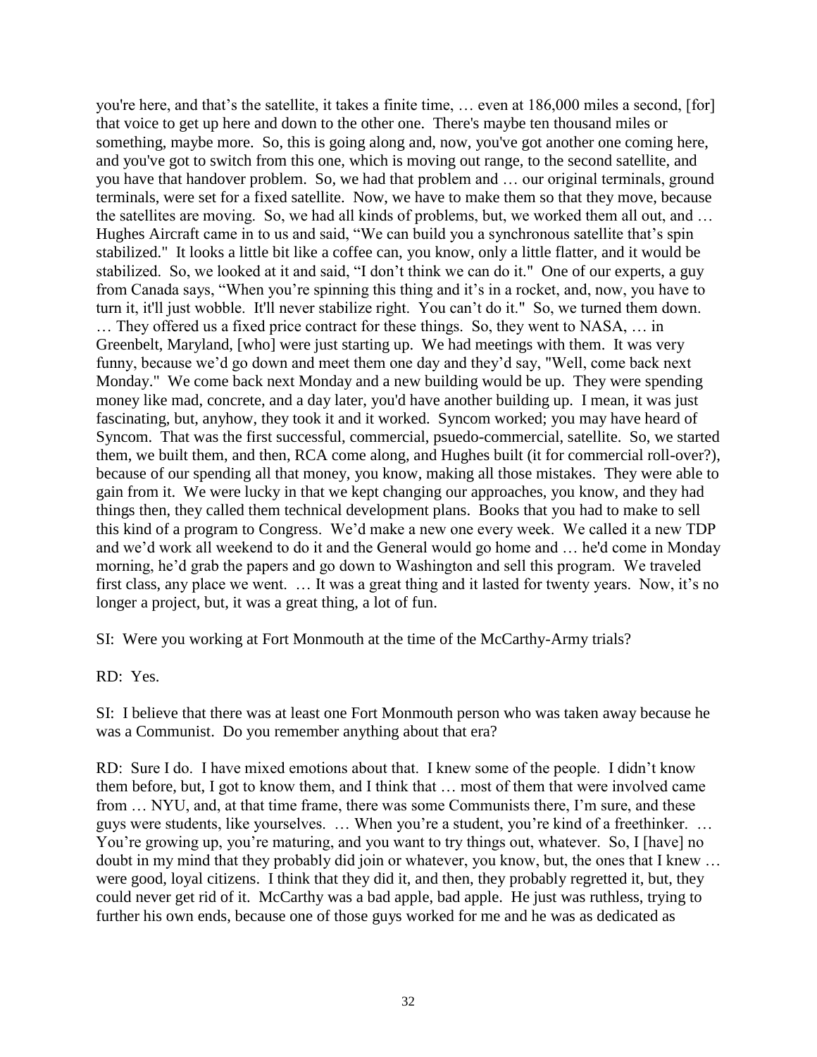you're here, and that's the satellite, it takes a finite time, … even at 186,000 miles a second, [for] that voice to get up here and down to the other one. There's maybe ten thousand miles or something, maybe more. So, this is going along and, now, you've got another one coming here, and you've got to switch from this one, which is moving out range, to the second satellite, and you have that handover problem. So, we had that problem and … our original terminals, ground terminals, were set for a fixed satellite. Now, we have to make them so that they move, because the satellites are moving. So, we had all kinds of problems, but, we worked them all out, and … Hughes Aircraft came in to us and said, "We can build you a synchronous satellite that's spin stabilized." It looks a little bit like a coffee can, you know, only a little flatter, and it would be stabilized. So, we looked at it and said, "I don't think we can do it." One of our experts, a guy from Canada says, "When you're spinning this thing and it's in a rocket, and, now, you have to turn it, it'll just wobble. It'll never stabilize right. You can't do it." So, we turned them down. … They offered us a fixed price contract for these things. So, they went to NASA, … in Greenbelt, Maryland, [who] were just starting up. We had meetings with them. It was very funny, because we'd go down and meet them one day and they'd say, "Well, come back next Monday." We come back next Monday and a new building would be up. They were spending money like mad, concrete, and a day later, you'd have another building up. I mean, it was just fascinating, but, anyhow, they took it and it worked. Syncom worked; you may have heard of Syncom. That was the first successful, commercial, psuedo-commercial, satellite. So, we started them, we built them, and then, RCA come along, and Hughes built (it for commercial roll-over?), because of our spending all that money, you know, making all those mistakes. They were able to gain from it. We were lucky in that we kept changing our approaches, you know, and they had things then, they called them technical development plans. Books that you had to make to sell this kind of a program to Congress. We'd make a new one every week. We called it a new TDP and we'd work all weekend to do it and the General would go home and … he'd come in Monday morning, he'd grab the papers and go down to Washington and sell this program. We traveled first class, any place we went. … It was a great thing and it lasted for twenty years. Now, it's no longer a project, but, it was a great thing, a lot of fun.

SI: Were you working at Fort Monmouth at the time of the McCarthy-Army trials?

RD: Yes.

SI: I believe that there was at least one Fort Monmouth person who was taken away because he was a Communist. Do you remember anything about that era?

RD: Sure I do. I have mixed emotions about that. I knew some of the people. I didn't know them before, but, I got to know them, and I think that … most of them that were involved came from … NYU, and, at that time frame, there was some Communists there, I'm sure, and these guys were students, like yourselves. … When you're a student, you're kind of a freethinker. … You're growing up, you're maturing, and you want to try things out, whatever. So, I [have] no doubt in my mind that they probably did join or whatever, you know, but, the ones that I knew … were good, loyal citizens. I think that they did it, and then, they probably regretted it, but, they could never get rid of it. McCarthy was a bad apple, bad apple. He just was ruthless, trying to further his own ends, because one of those guys worked for me and he was as dedicated as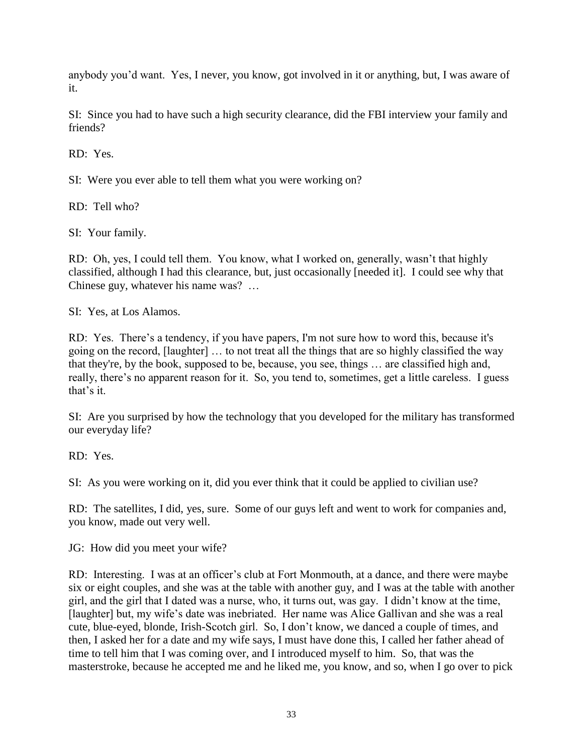anybody you'd want. Yes, I never, you know, got involved in it or anything, but, I was aware of it.

SI: Since you had to have such a high security clearance, did the FBI interview your family and friends?

RD: Yes.

SI: Were you ever able to tell them what you were working on?

RD: Tell who?

SI: Your family.

RD: Oh, yes, I could tell them. You know, what I worked on, generally, wasn't that highly classified, although I had this clearance, but, just occasionally [needed it]. I could see why that Chinese guy, whatever his name was? …

SI: Yes, at Los Alamos.

RD: Yes. There's a tendency, if you have papers, I'm not sure how to word this, because it's going on the record, [laughter] … to not treat all the things that are so highly classified the way that they're, by the book, supposed to be, because, you see, things … are classified high and, really, there's no apparent reason for it. So, you tend to, sometimes, get a little careless. I guess that's it.

SI: Are you surprised by how the technology that you developed for the military has transformed our everyday life?

RD: Yes.

SI: As you were working on it, did you ever think that it could be applied to civilian use?

RD: The satellites, I did, yes, sure. Some of our guys left and went to work for companies and, you know, made out very well.

JG: How did you meet your wife?

RD: Interesting. I was at an officer's club at Fort Monmouth, at a dance, and there were maybe six or eight couples, and she was at the table with another guy, and I was at the table with another girl, and the girl that I dated was a nurse, who, it turns out, was gay. I didn't know at the time, [laughter] but, my wife's date was inebriated. Her name was Alice Gallivan and she was a real cute, blue-eyed, blonde, Irish-Scotch girl. So, I don't know, we danced a couple of times, and then, I asked her for a date and my wife says, I must have done this, I called her father ahead of time to tell him that I was coming over, and I introduced myself to him. So, that was the masterstroke, because he accepted me and he liked me, you know, and so, when I go over to pick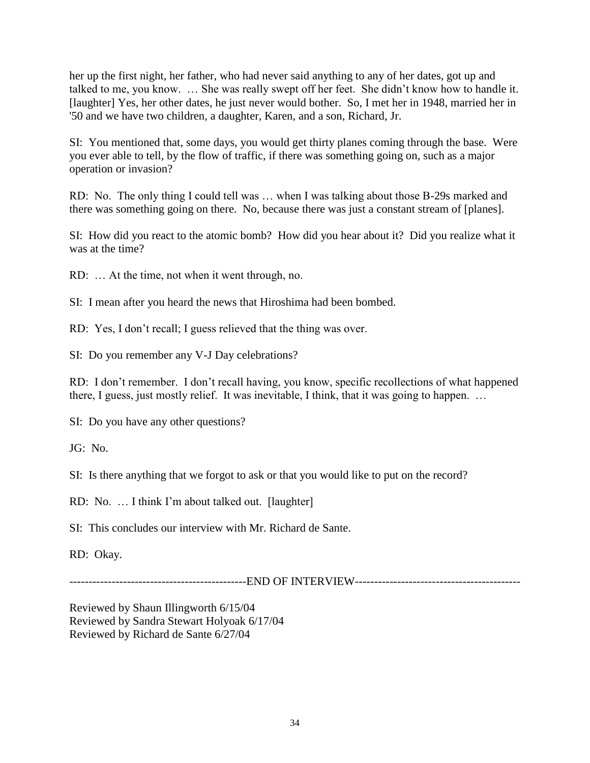her up the first night, her father, who had never said anything to any of her dates, got up and talked to me, you know. … She was really swept off her feet. She didn't know how to handle it. [laughter] Yes, her other dates, he just never would bother. So, I met her in 1948, married her in '50 and we have two children, a daughter, Karen, and a son, Richard, Jr.

SI: You mentioned that, some days, you would get thirty planes coming through the base. Were you ever able to tell, by the flow of traffic, if there was something going on, such as a major operation or invasion?

RD: No. The only thing I could tell was … when I was talking about those B-29s marked and there was something going on there. No, because there was just a constant stream of [planes].

SI: How did you react to the atomic bomb? How did you hear about it? Did you realize what it was at the time?

RD: … At the time, not when it went through, no.

SI: I mean after you heard the news that Hiroshima had been bombed.

RD: Yes, I don't recall; I guess relieved that the thing was over.

SI: Do you remember any V-J Day celebrations?

RD: I don't remember. I don't recall having, you know, specific recollections of what happened there, I guess, just mostly relief. It was inevitable, I think, that it was going to happen. …

SI: Do you have any other questions?

JG: No.

SI: Is there anything that we forgot to ask or that you would like to put on the record?

RD: No. … I think I'm about talked out. [laughter]

SI: This concludes our interview with Mr. Richard de Sante.

RD: Okay.

----------------------------------------------END OF INTERVIEW------------------------------------------

Reviewed by Shaun Illingworth 6/15/04
Reviewed by Sandra Stewart Holyoak 6/17/04
Reviewed by Richard de Sante 6/27/04